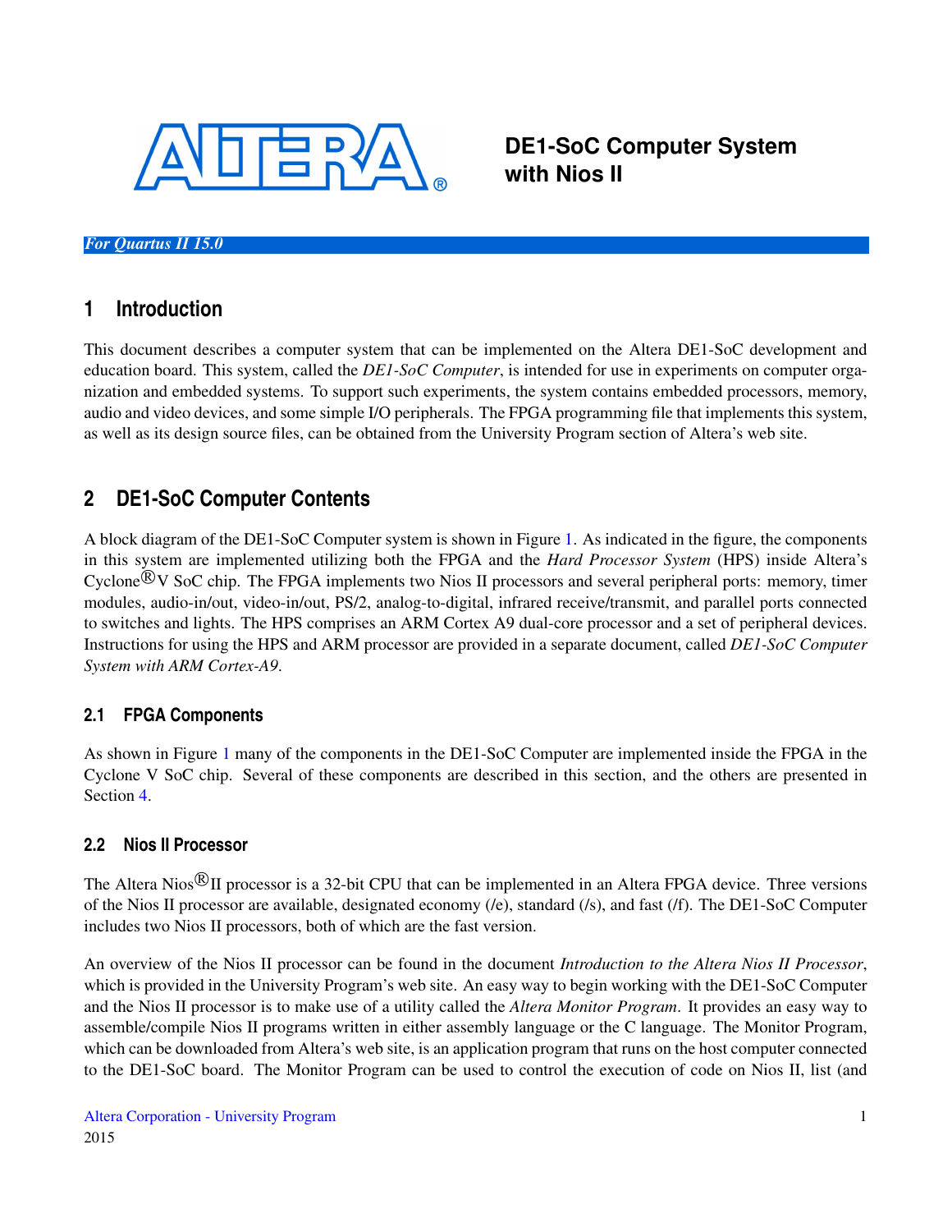# DE1-SoC Computer System with Nios II

*For Quartus II 15.0*

## 1 Introduction

This document describes a computer system that can be implemented on the Altera DE1-SoC development and education board. This system, called the *DE1-SoC Computer*, is intended for use in experiments on computer organization and embedded systems. To support such experiments, the system contains embedded processors, memory, audio and video devices, and some simple I/O peripherals. The FPGA programming file that implements this system, as well as its design source files, can be obtained from the University Program section of Altera's web site.

## 2 DE1-SoC Computer Contents

A block diagram of the DE1-SoC Computer system is shown in Figure 1. As indicated in the figure, the components in this system are implemented utilizing both the FPGA and the *Hard Processor System* (HPS) inside Altera's Cyclone®V SoC chip. The FPGA implements two Nios II processors and several peripheral ports: memory, timer modules, audio-in/out, video-in/out, PS/2, analog-to-digital, infrared receive/transmit, and parallel ports connected to switches and lights. The HPS comprises an ARM Cortex A9 dual-core processor and a set of peripheral devices. Instructions for using the HPS and ARM processor are provided in a separate document, called *DE1-SoC Computer System with ARM Cortex-A9*.

### 2.1 FPGA Components

As shown in Figure 1 many of the components in the DE1-SoC Computer are implemented inside the FPGA in the Cyclone V SoC chip. Several of these components are described in this section, and the others are presented in Section 4.

### 2.2 Nios II Processor

The Altera Nios®II processor is a 32-bit CPU that can be implemented in an Altera FPGA device. Three versions of the Nios II processor are available, designated economy (/e), standard (/s), and fast (/f). The DE1-SoC Computer includes two Nios II processors, both of which are the fast version.

An overview of the Nios II processor can be found in the document *Introduction to the Altera Nios II Processor*, which is provided in the University Program's web site. An easy way to begin working with the DE1-SoC Computer and the Nios II processor is to make use of a utility called the *Altera Monitor Program*. It provides an easy way to assemble/compile Nios II programs written in either assembly language or the C language. The Monitor Program, which can be downloaded from Altera's web site, is an application program that runs on the host computer connected to the DE1-SoC board. The Monitor Program can be used to control the execution of code on Nios II, list (and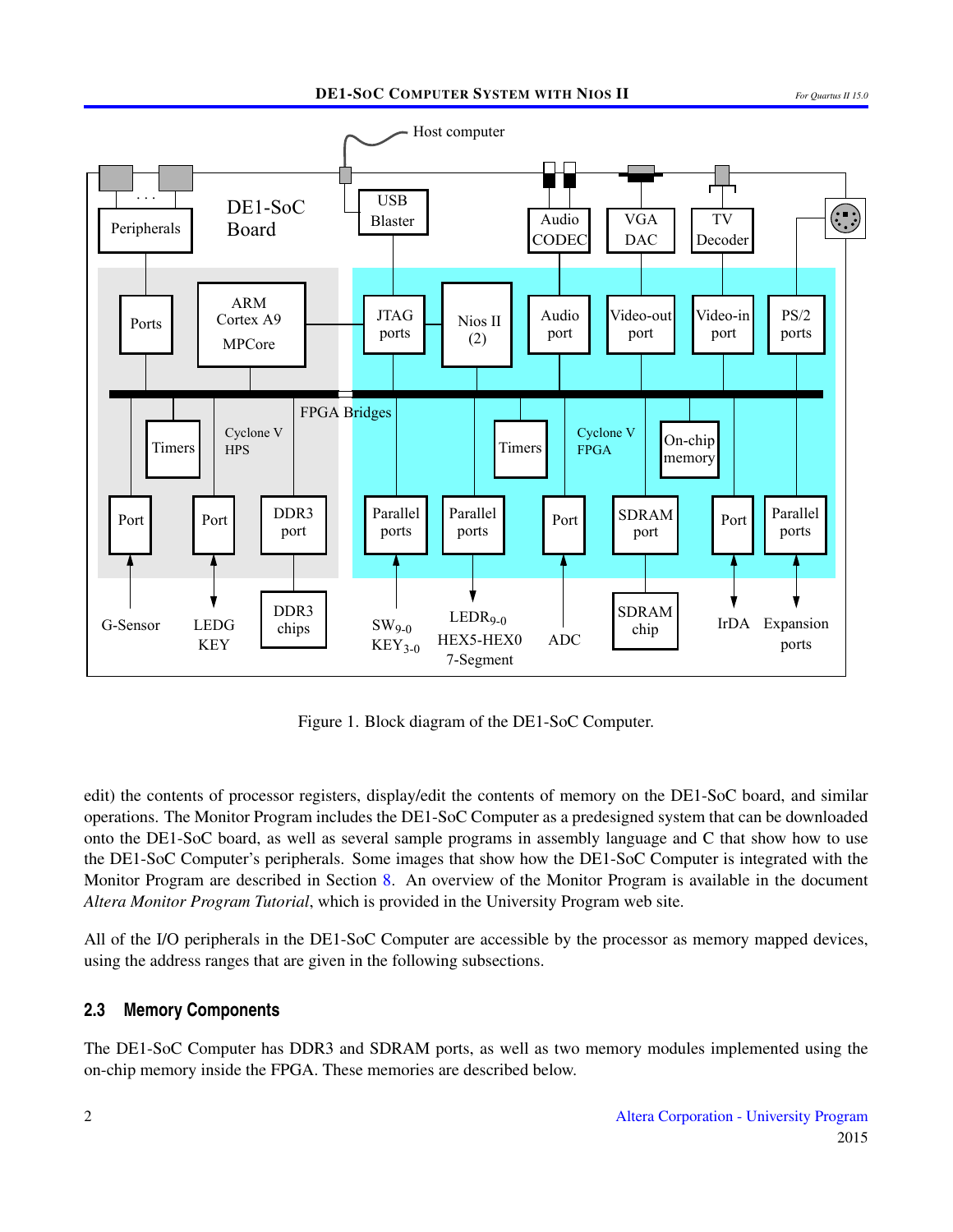Figure 1. Block diagram of the DE1-SoC Computer.

edit) the contents of processor registers, display/edit the contents of memory on the DE1-SoC board, and similar operations. The Monitor Program includes the DE1-SoC Computer as a predesigned system that can be downloaded onto the DE1-SoC board, as well as several sample programs in assembly language and C that show how to use the DE1-SoC Computer's peripherals. Some images that show how the DE1-SoC Computer is integrated with the Monitor Program are described in Section 8. An overview of the Monitor Program is available in the document *Altera Monitor Program Tutorial*, which is provided in the University Program web site.

All of the I/O peripherals in the DE1-SoC Computer are accessible by the processor as memory mapped devices, using the address ranges that are given in the following subsections.

## 2.3 Memory Components

The DE1-SoC Computer has DDR3 and SDRAM ports, as well as two memory modules implemented using the on-chip memory inside the FPGA. These memories are described below.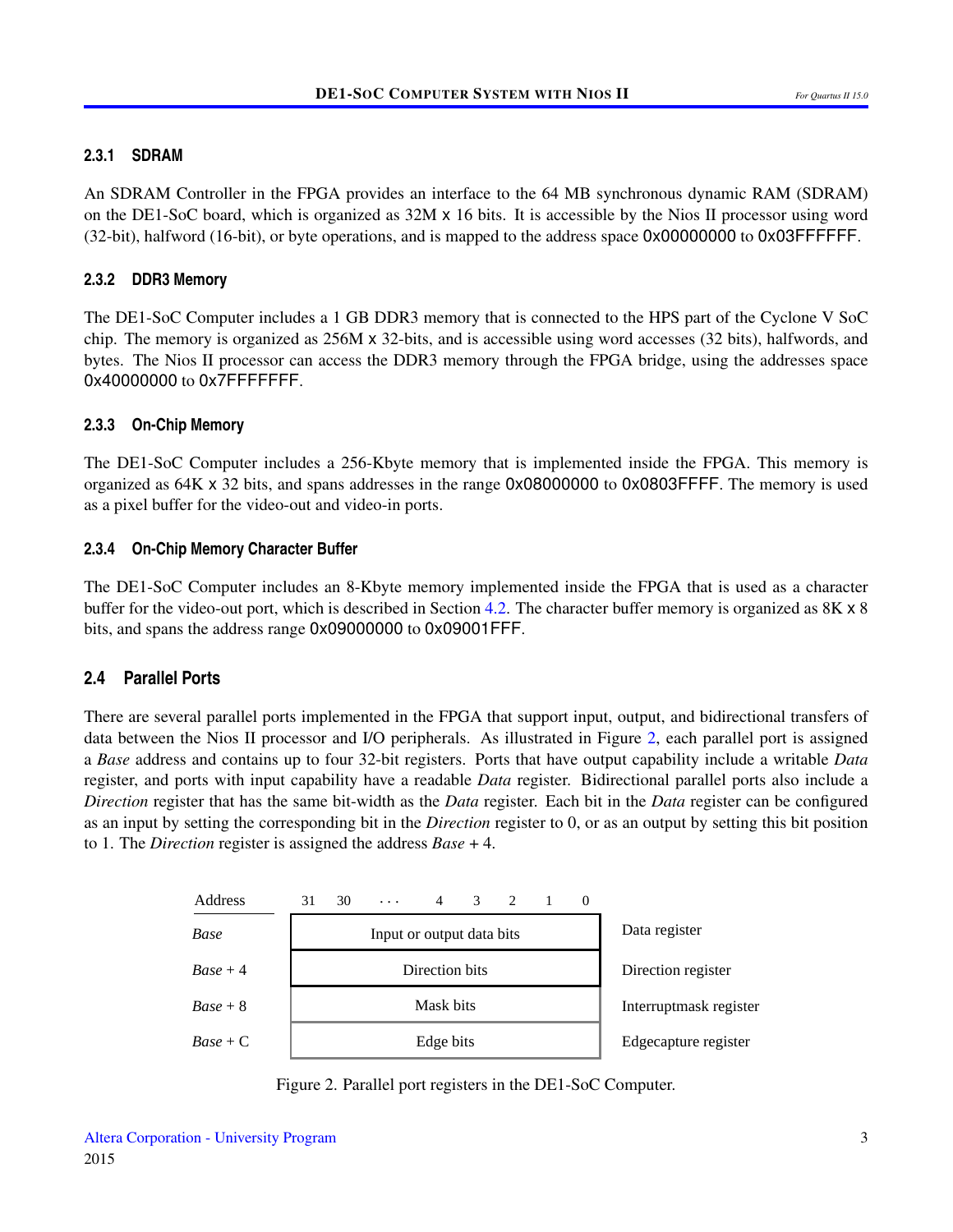### 2.3.1 SDRAM

An SDRAM Controller in the FPGA provides an interface to the 64 MB synchronous dynamic RAM (SDRAM) on the DE1-SoC board, which is organized as 32M x 16 bits. It is accessible by the Nios II processor using word (32-bit), halfword (16-bit), or byte operations, and is mapped to the address space 0x00000000 to 0x03FFFFFF.

### 2.3.2 DDR3 Memory

The DE1-SoC Computer includes a 1 GB DDR3 memory that is connected to the HPS part of the Cyclone V SoC chip. The memory is organized as 256M x 32-bits, and is accessible using word accesses (32 bits), halfwords, and bytes. The Nios II processor can access the DDR3 memory through the FPGA bridge, using the addresses space 0x40000000 to 0x7FFFFFFF.

### 2.3.3 On-Chip Memory

The DE1-SoC Computer includes a 256-Kbyte memory that is implemented inside the FPGA. This memory is organized as 64K x 32 bits, and spans addresses in the range 0x08000000 to 0x0803FFFF. The memory is used as a pixel buffer for the video-out and video-in ports.

### 2.3.4 On-Chip Memory Character Buffer

The DE1-SoC Computer includes an 8-Kbyte memory implemented inside the FPGA that is used as a character buffer for the video-out port, which is described in Section 4.2. The character buffer memory is organized as 8K x 8 bits, and spans the address range 0x09000000 to 0x09001FFF.

## 2.4 Parallel Ports

There are several parallel ports implemented in the FPGA that support input, output, and bidirectional transfers of data between the Nios II processor and I/O peripherals. As illustrated in Figure 2, each parallel port is assigned a *Base* address and contains up to four 32-bit registers. Ports that have output capability include a writable *Data* register, and ports with input capability have a readable *Data* register. Bidirectional parallel ports also include a *Direction* register that has the same bit-width as the *Data* register. Each bit in the *Data* register can be configured as an input by setting the corresponding bit in the *Direction* register to 0, or as an output by setting this bit position to 1. The *Direction* register is assigned the address *Base* + 4.

| Address | 31 30 ... 4 3 2 1 0 | |
|---|---|---|
| *Base* | Input or output data bits | Data register |
| *Base* + 4 | Direction bits | Direction register |
| *Base* + 8 | Mask bits | Interruptmask register |
| *Base* + C | Edge bits | Edgecapture register |

Figure 2. Parallel port registers in the DE1-SoC Computer.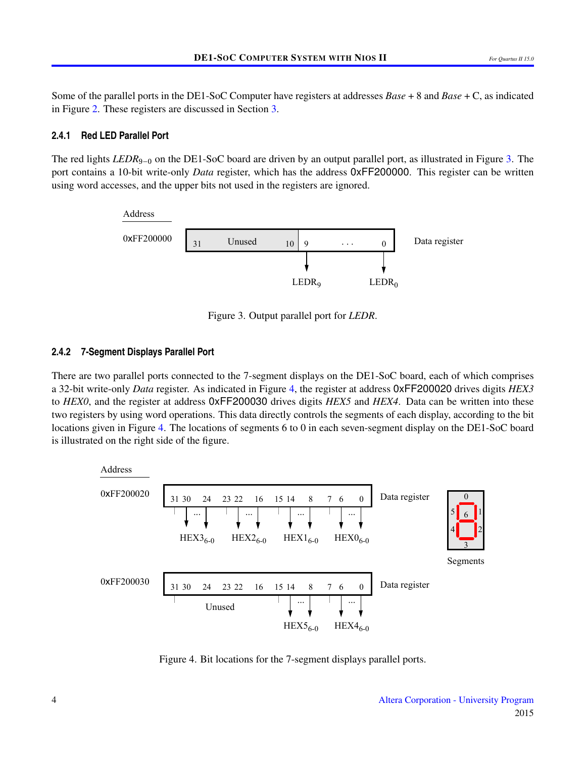Some of the parallel ports in the DE1-SoC Computer have registers at addresses *Base* + 8 and *Base* + C, as indicated in Figure 2. These registers are discussed in Section 3.

### 2.4.1 Red LED Parallel Port

The red lights $LEDR_{9-0}$ on the DE1-SoC board are driven by an output parallel port, as illustrated in Figure 3. The port contains a 10-bit write-only *Data* register, which has the address 0xFF200000. This register can be written using word accesses, and the upper bits not used in the registers are ignored.

Figure 3. Output parallel port for *LEDR*.

### 2.4.2 7-Segment Displays Parallel Port

There are two parallel ports connected to the 7-segment displays on the DE1-SoC board, each of which comprises a 32-bit write-only *Data* register. As indicated in Figure 4, the register at address 0xFF200020 drives digits *HEX3* to *HEX0*, and the register at address 0xFF200030 drives digits *HEX5* and *HEX4*. Data can be written into these two registers by using word operations. This data directly controls the segments of each display, according to the bit locations given in Figure 4. The locations of segments 6 to 0 in each seven-segment display on the DE1-SoC board is illustrated on the right side of the figure.

Figure 4. Bit locations for the 7-segment displays parallel ports.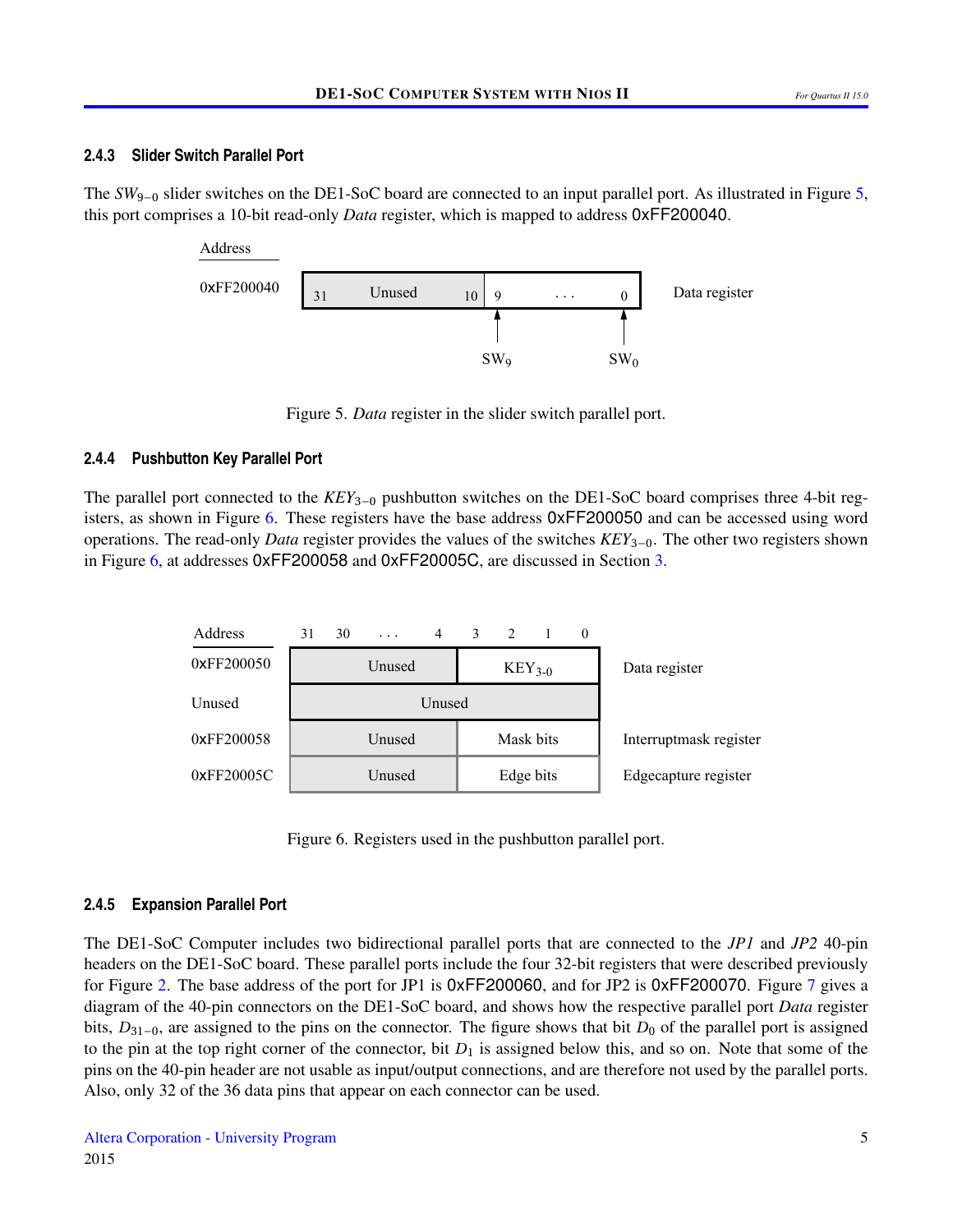### 2.4.3 Slider Switch Parallel Port

The $SW_{9-0}$ slider switches on the DE1-SoC board are connected to an input parallel port. As illustrated in Figure 5, this port comprises a 10-bit read-only *Data* register, which is mapped to address 0xFF200040.

| Address | 31 … 10 | 9 … 0 | |
|---|---|---|---|
| 0xFF200040 | Unused | $SW_9$ … $SW_0$ | Data register |

Figure 5. *Data* register in the slider switch parallel port.

### 2.4.4 Pushbutton Key Parallel Port

The parallel port connected to the $KEY_{3-0}$ pushbutton switches on the DE1-SoC board comprises three 4-bit registers, as shown in Figure 6. These registers have the base address 0xFF200050 and can be accessed using word operations. The read-only *Data* register provides the values of the switches $KEY_{3-0}$. The other two registers shown in Figure 6, at addresses 0xFF200058 and 0xFF20005C, are discussed in Section 3.

| Address | 31 30 … 4 | 3 2 1 0 | |
|---|---|---|---|
| 0xFF200050 | Unused | $KEY_{3-0}$ | Data register |
| Unused | Unused | | |
| 0xFF200058 | Unused | Mask bits | Interruptmask register |
| 0xFF20005C | Unused | Edge bits | Edgecapture register |

Figure 6. Registers used in the pushbutton parallel port.

### 2.4.5 Expansion Parallel Port

The DE1-SoC Computer includes two bidirectional parallel ports that are connected to the *JP1* and *JP2* 40-pin headers on the DE1-SoC board. These parallel ports include the four 32-bit registers that were described previously for Figure 2. The base address of the port for JP1 is 0xFF200060, and for JP2 is 0xFF200070. Figure 7 gives a diagram of the 40-pin connectors on the DE1-SoC board, and shows how the respective parallel port *Data* register bits, $D_{31-0}$, are assigned to the pins on the connector. The figure shows that bit $D_0$ of the parallel port is assigned to the pin at the top right corner of the connector, bit $D_1$ is assigned below this, and so on. Note that some of the pins on the 40-pin header are not usable as input/output connections, and are therefore not used by the parallel ports. Also, only 32 of the 36 data pins that appear on each connector can be used.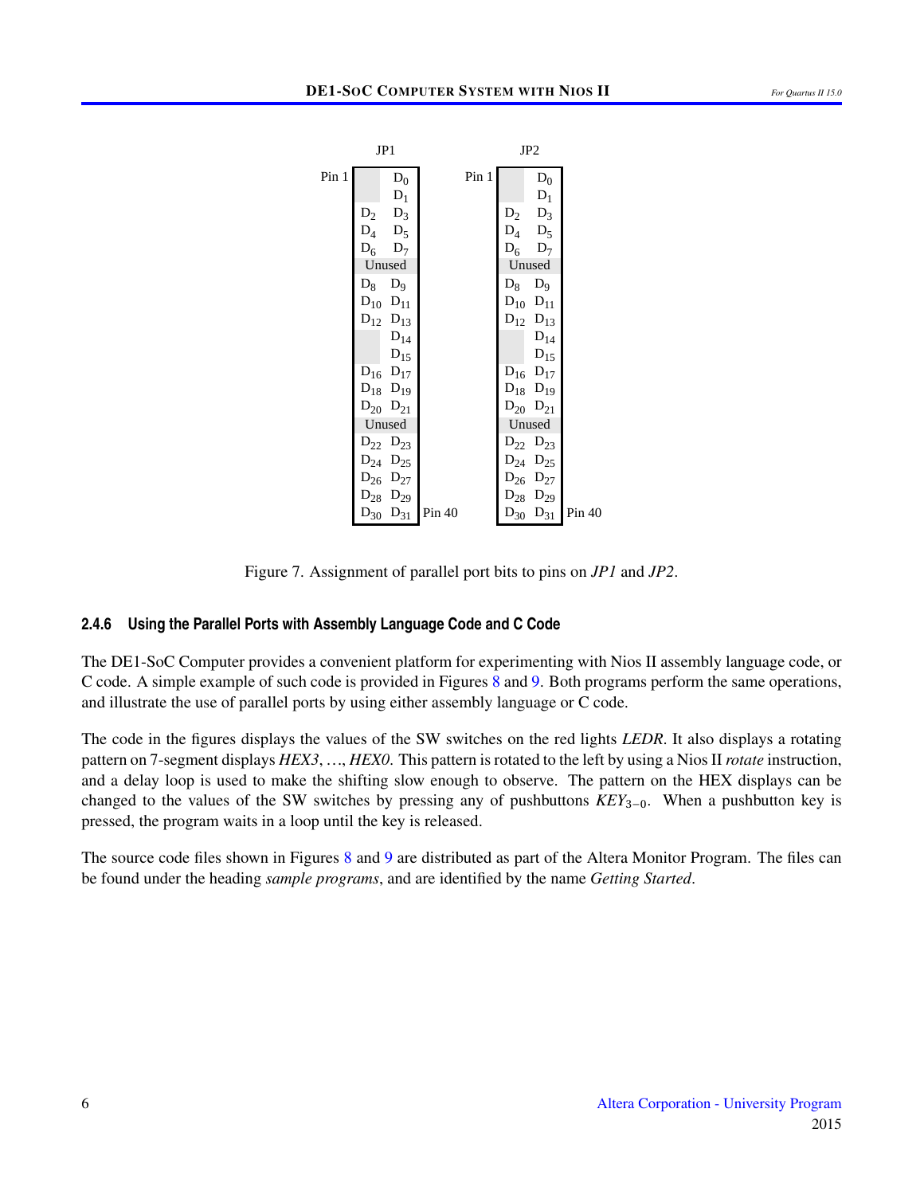| JP1 | | | JP2 | |
|---|---|---|---|---|
| Pin 1 | $D_0$ | | Pin 1 | $D_0$ |
| | $D_1$ | | | $D_1$ |
| $D_2$ | $D_3$ | | $D_2$ | $D_3$ |
| $D_4$ | $D_5$ | | $D_4$ | $D_5$ |
| $D_6$ | $D_7$ | | $D_6$ | $D_7$ |
| Unused | | | Unused | |
| $D_8$ | $D_9$ | | $D_8$ | $D_9$ |
| $D_{10}$ | $D_{11}$ | | $D_{10}$ | $D_{11}$ |
| $D_{12}$ | $D_{13}$ | | $D_{12}$ | $D_{13}$ |
| | $D_{14}$ | | | $D_{14}$ |
| | $D_{15}$ | | | $D_{15}$ |
| $D_{16}$ | $D_{17}$ | | $D_{16}$ | $D_{17}$ |
| $D_{18}$ | $D_{19}$ | | $D_{18}$ | $D_{19}$ |
| $D_{20}$ | $D_{21}$ | | $D_{20}$ | $D_{21}$ |
| Unused | | | Unused | |
| $D_{22}$ | $D_{23}$ | | $D_{22}$ | $D_{23}$ |
| $D_{24}$ | $D_{25}$ | | $D_{24}$ | $D_{25}$ |
| $D_{26}$ | $D_{27}$ | | $D_{26}$ | $D_{27}$ |
| $D_{28}$ | $D_{29}$ | | $D_{28}$ | $D_{29}$ |
| $D_{30}$ | $D_{31}$ Pin 40 | | $D_{30}$ | $D_{31}$ Pin 40 |

Figure 7. Assignment of parallel port bits to pins on *JP1* and *JP2*.

### 2.4.6 Using the Parallel Ports with Assembly Language Code and C Code

The DE1-SoC Computer provides a convenient platform for experimenting with Nios II assembly language code, or C code. A simple example of such code is provided in Figures 8 and 9. Both programs perform the same operations, and illustrate the use of parallel ports by using either assembly language or C code.

The code in the figures displays the values of the SW switches on the red lights *LEDR*. It also displays a rotating pattern on 7-segment displays *HEX3*, …, *HEX0*. This pattern is rotated to the left by using a Nios II *rotate* instruction, and a delay loop is used to make the shifting slow enough to observe. The pattern on the HEX displays can be changed to the values of the SW switches by pressing any of pushbuttons $KEY_{3-0}$. When a pushbutton key is pressed, the program waits in a loop until the key is released.

The source code files shown in Figures 8 and 9 are distributed as part of the Altera Monitor Program. The files can be found under the heading *sample programs*, and are identified by the name *Getting Started*.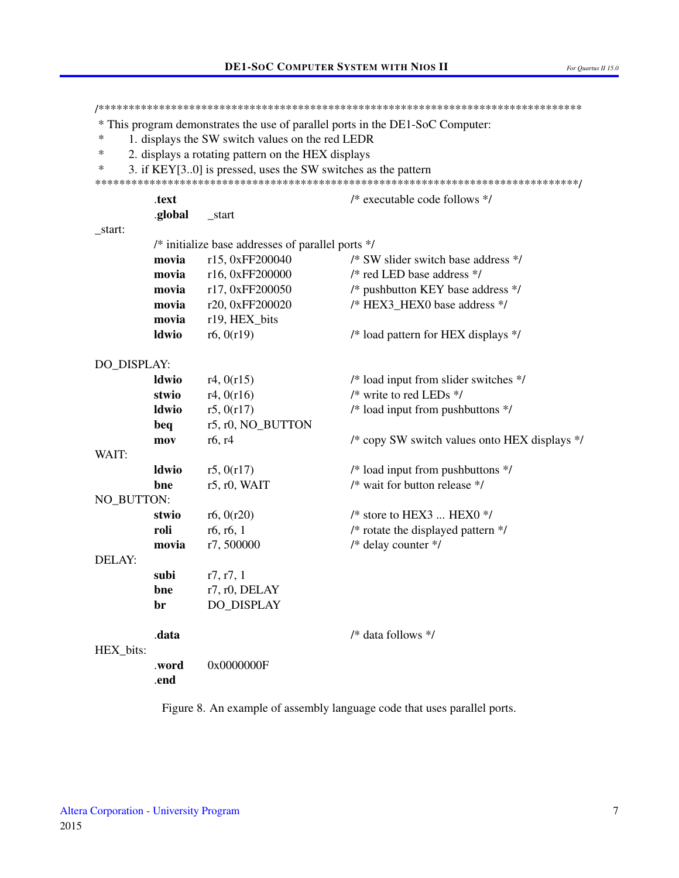```
/********************************************************************************
 * This program demonstrates the use of parallel ports in the DE1-SoC Computer:
 *      1. displays the SW switch values on the red LEDR
 *      2. displays a rotating pattern on the HEX displays
 *      3. if KEY[3..0] is pressed, uses the SW switches as the pattern
********************************************************************************/
            .text                               /* executable code follows */
            .global     _start
_start:
            /* initialize base addresses of parallel ports */
            movia       r15, 0xFF200040         /* SW slider switch base address */
            movia       r16, 0xFF200000         /* red LED base address */
            movia       r17, 0xFF200050         /* pushbutton KEY base address */
            movia       r20, 0xFF200020         /* HEX3_HEX0 base address */
            movia       r19, HEX_bits
            ldwio       r6, 0(r19)              /* load pattern for HEX displays */

DO_DISPLAY:
            ldwio       r4, 0(r15)              /* load input from slider switches */
            stwio       r4, 0(r16)              /* write to red LEDs */
            ldwio       r5, 0(r17)              /* load input from pushbuttons */
            beq         r5, r0, NO_BUTTON
            mov         r6, r4                  /* copy SW switch values onto HEX displays */
WAIT:
            ldwio       r5, 0(r17)              /* load input from pushbuttons */
            bne         r5, r0, WAIT            /* wait for button release */
NO_BUTTON:
            stwio       r6, 0(r20)              /* store to HEX3 ... HEX0 */
            roli        r6, r6, 1               /* rotate the displayed pattern */
            movia       r7, 500000              /* delay counter */
DELAY:
            subi        r7, r7, 1
            bne         r7, r0, DELAY
            br          DO_DISPLAY

            .data                               /* data follows */
HEX_bits:
            .word       0x0000000F
            .end
```

Figure 8. An example of assembly language code that uses parallel ports.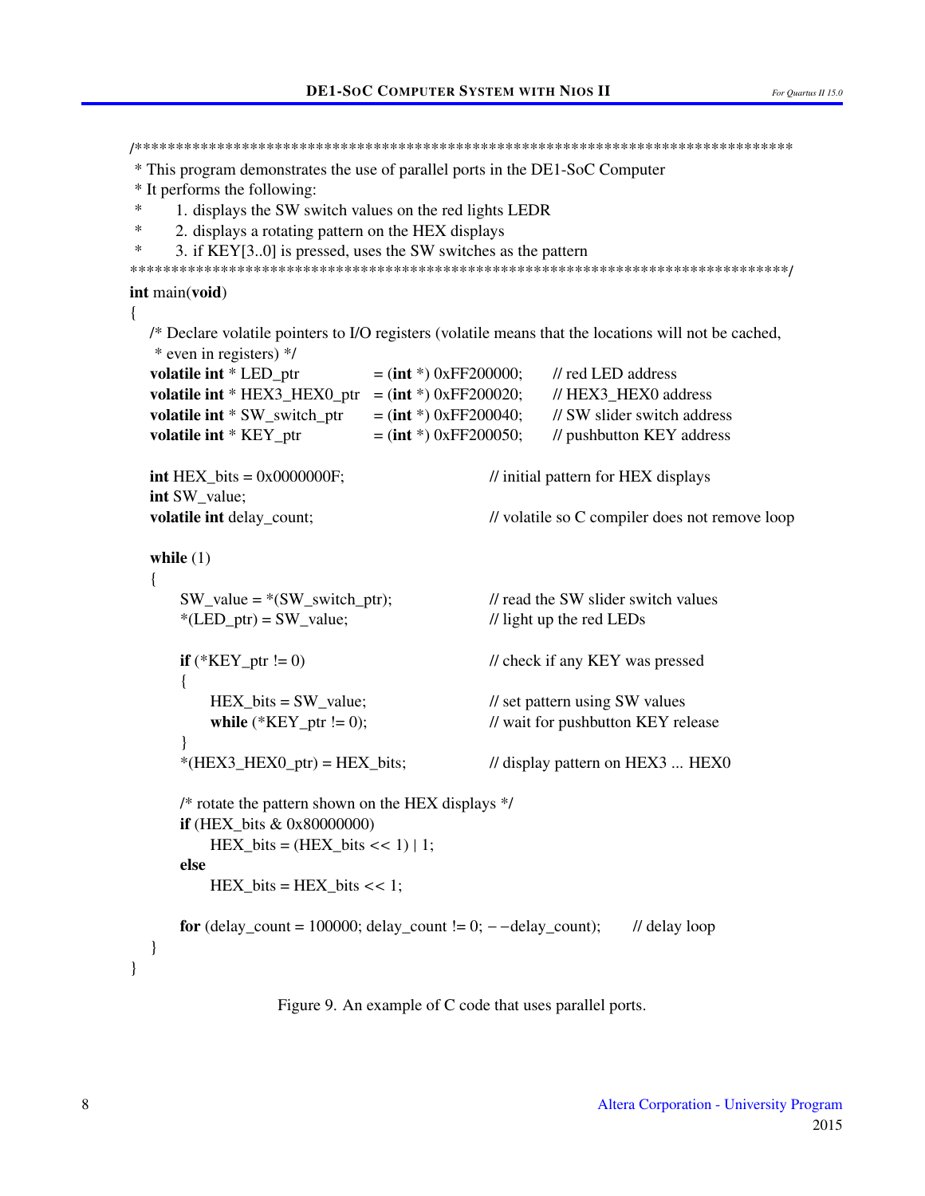```c
/********************************************************************************
 * This program demonstrates the use of parallel ports in the DE1-SoC Computer
 * It performs the following:
 *      1. displays the SW switch values on the red lights LEDR
 *      2. displays a rotating pattern on the HEX displays
 *      3. if KEY[3..0] is pressed, uses the SW switches as the pattern
********************************************************************************/
int main(void)
{
    /* Declare volatile pointers to I/O registers (volatile means that the locations will not be cached,
     * even in registers) */
    volatile int * LED_ptr          = (int *) 0xFF200000;    // red LED address
    volatile int * HEX3_HEX0_ptr    = (int *) 0xFF200020;    // HEX3_HEX0 address
    volatile int * SW_switch_ptr    = (int *) 0xFF200040;    // SW slider switch address
    volatile int * KEY_ptr          = (int *) 0xFF200050;    // pushbutton KEY address

    int HEX_bits = 0x0000000F;                      // initial pattern for HEX displays
    int SW_value;
    volatile int delay_count;                       // volatile so C compiler does not remove loop

    while (1)
    {
        SW_value = *(SW_switch_ptr);                // read the SW slider switch values
        *(LED_ptr) = SW_value;                      // light up the red LEDs

        if (*KEY_ptr != 0)                          // check if any KEY was pressed
        {
            HEX_bits = SW_value;                    // set pattern using SW values
            while (*KEY_ptr != 0);                  // wait for pushbutton KEY release
        }
        *(HEX3_HEX0_ptr) = HEX_bits;                // display pattern on HEX3 ... HEX0

        /* rotate the pattern shown on the HEX displays */
        if (HEX_bits & 0x80000000)
            HEX_bits = (HEX_bits << 1) | 1;
        else
            HEX_bits = HEX_bits << 1;

        for (delay_count = 100000; delay_count != 0; --delay_count);    // delay loop
    }
}
```

Figure 9. An example of C code that uses parallel ports.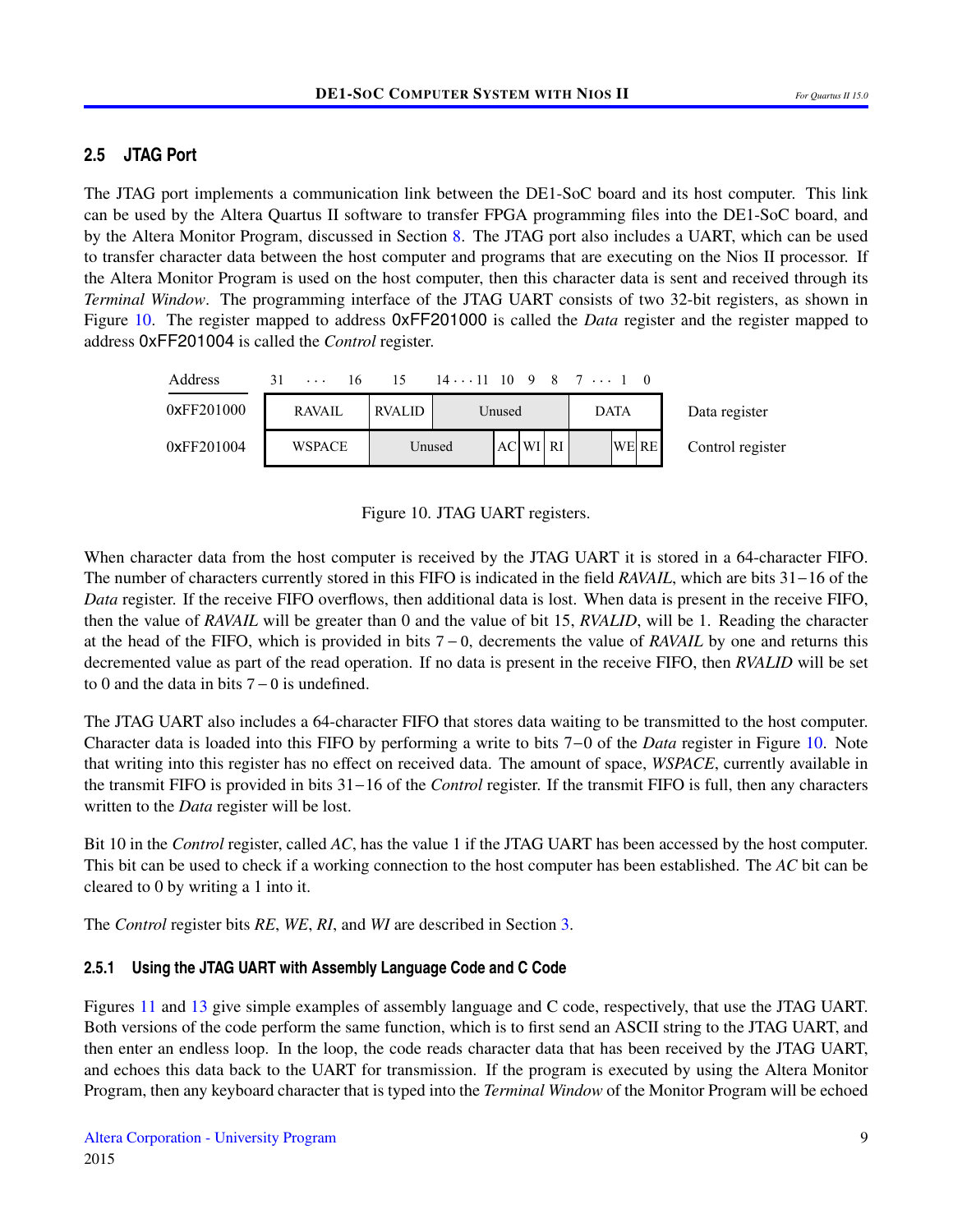## 2.5 JTAG Port

The JTAG port implements a communication link between the DE1-SoC board and its host computer. This link can be used by the Altera Quartus II software to transfer FPGA programming files into the DE1-SoC board, and by the Altera Monitor Program, discussed in Section 8. The JTAG port also includes a UART, which can be used to transfer character data between the host computer and programs that are executing on the Nios II processor. If the Altera Monitor Program is used on the host computer, then this character data is sent and received through its *Terminal Window*. The programming interface of the JTAG UART consists of two 32-bit registers, as shown in Figure 10. The register mapped to address `0xFF201000` is called the *Data* register and the register mapped to address `0xFF201004` is called the *Control* register.

| Address | 31 ... 16 | 15 | 14 ... 11 | 10 | 9 | 8 | 7 ... 1 | 0 | |
|---|---|---|---|---|---|---|---|---|---|
| 0xFF201000 | RAVAIL | RVALID | Unused | | | | DATA | | Data register |
| 0xFF201004 | WSPACE | Unused | | AC | WI | RI | | WE RE | Control register |

Figure 10. JTAG UART registers.

When character data from the host computer is received by the JTAG UART it is stored in a 64-character FIFO. The number of characters currently stored in this FIFO is indicated in the field *RAVAIL*, which are bits 31−16 of the *Data* register. If the receive FIFO overflows, then additional data is lost. When data is present in the receive FIFO, then the value of *RAVAIL* will be greater than 0 and the value of bit 15, *RVALID*, will be 1. Reading the character at the head of the FIFO, which is provided in bits 7−0, decrements the value of *RAVAIL* by one and returns this decremented value as part of the read operation. If no data is present in the receive FIFO, then *RVALID* will be set to 0 and the data in bits 7−0 is undefined.

The JTAG UART also includes a 64-character FIFO that stores data waiting to be transmitted to the host computer. Character data is loaded into this FIFO by performing a write to bits 7−0 of the *Data* register in Figure 10. Note that writing into this register has no effect on received data. The amount of space, *WSPACE*, currently available in the transmit FIFO is provided in bits 31−16 of the *Control* register. If the transmit FIFO is full, then any characters written to the *Data* register will be lost.

Bit 10 in the *Control* register, called *AC*, has the value 1 if the JTAG UART has been accessed by the host computer. This bit can be used to check if a working connection to the host computer has been established. The *AC* bit can be cleared to 0 by writing a 1 into it.

The *Control* register bits *RE*, *WE*, *RI*, and *WI* are described in Section 3.

### 2.5.1 Using the JTAG UART with Assembly Language Code and C Code

Figures 11 and 13 give simple examples of assembly language and C code, respectively, that use the JTAG UART. Both versions of the code perform the same function, which is to first send an ASCII string to the JTAG UART, and then enter an endless loop. In the loop, the code reads character data that has been received by the JTAG UART, and echoes this data back to the UART for transmission. If the program is executed by using the Altera Monitor Program, then any keyboard character that is typed into the *Terminal Window* of the Monitor Program will be echoed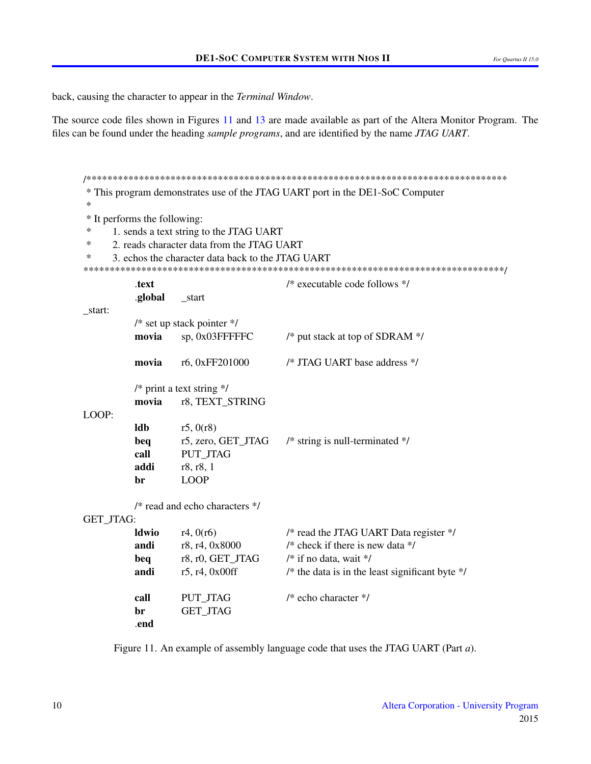back, causing the character to appear in the *Terminal Window*.

The source code files shown in Figures 11 and 13 are made available as part of the Altera Monitor Program. The files can be found under the heading *sample programs*, and are identified by the name *JTAG UART*.

```
/********************************************************************************
 * This program demonstrates use of the JTAG UART port in the DE1-SoC Computer
 *
 * It performs the following:
 *      1. sends a text string to the JTAG UART
 *      2. reads character data from the JTAG UART
 *      3. echos the character data back to the JTAG UART
 ********************************************************************************/
            .text                               /* executable code follows */
            .global     _start
_start:
            /* set up stack pointer */
            movia       sp, 0x03FFFFFC          /* put stack at top of SDRAM */

            movia       r6, 0xFF201000          /* JTAG UART base address */

            /* print a text string */
            movia       r8, TEXT_STRING
LOOP:
            ldb         r5, 0(r8)
            beq         r5, zero, GET_JTAG      /* string is null-terminated */
            call        PUT_JTAG
            addi        r8, r8, 1
            br          LOOP

            /* read and echo characters */
GET_JTAG:
            ldwio       r4, 0(r6)               /* read the JTAG UART Data register */
            andi        r8, r4, 0x8000          /* check if there is new data */
            beq         r8, r0, GET_JTAG        /* if no data, wait */
            andi        r5, r4, 0x00ff          /* the data is in the least significant byte */

            call        PUT_JTAG                /* echo character */
            br          GET_JTAG
            .end
```

Figure 11. An example of assembly language code that uses the JTAG UART (Part *a*).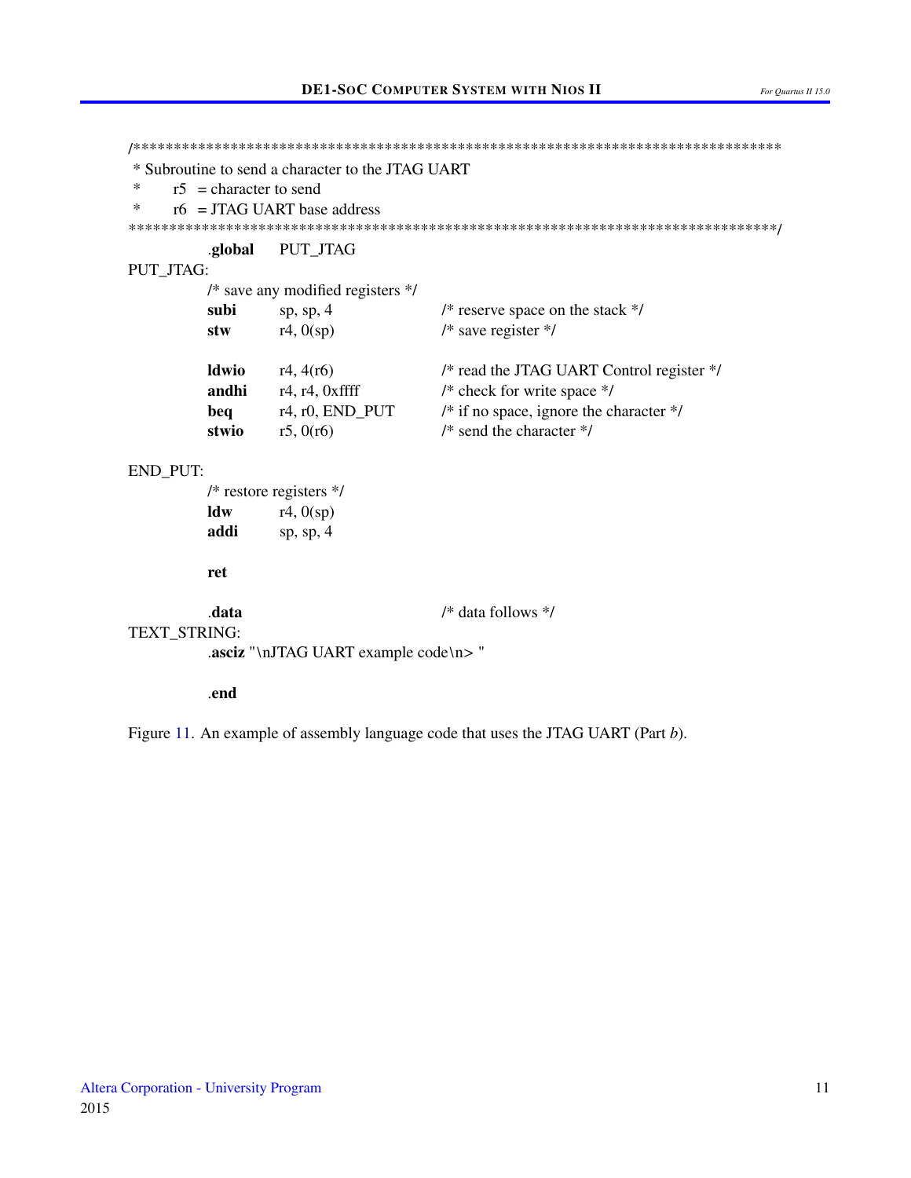```
/********************************************************************************
 * Subroutine to send a character to the JTAG UART
 *      r5  = character to send
 *      r6  = JTAG UART base address
********************************************************************************/
        .global  PUT_JTAG
PUT_JTAG:
        /* save any modified registers */
        subi     sp, sp, 4               /* reserve space on the stack */
        stw      r4, 0(sp)               /* save register */

        ldwio    r4, 4(r6)               /* read the JTAG UART Control register */
        andhi    r4, r4, 0xffff          /* check for write space */
        beq      r4, r0, END_PUT         /* if no space, ignore the character */
        stwio    r5, 0(r6)               /* send the character */

END_PUT:
        /* restore registers */
        ldw      r4, 0(sp)
        addi     sp, sp, 4

        ret

        .data                            /* data follows */
TEXT_STRING:
        .asciz "\nJTAG UART example code\n> "

        .end
```

Figure 11. An example of assembly language code that uses the JTAG UART (Part *b*).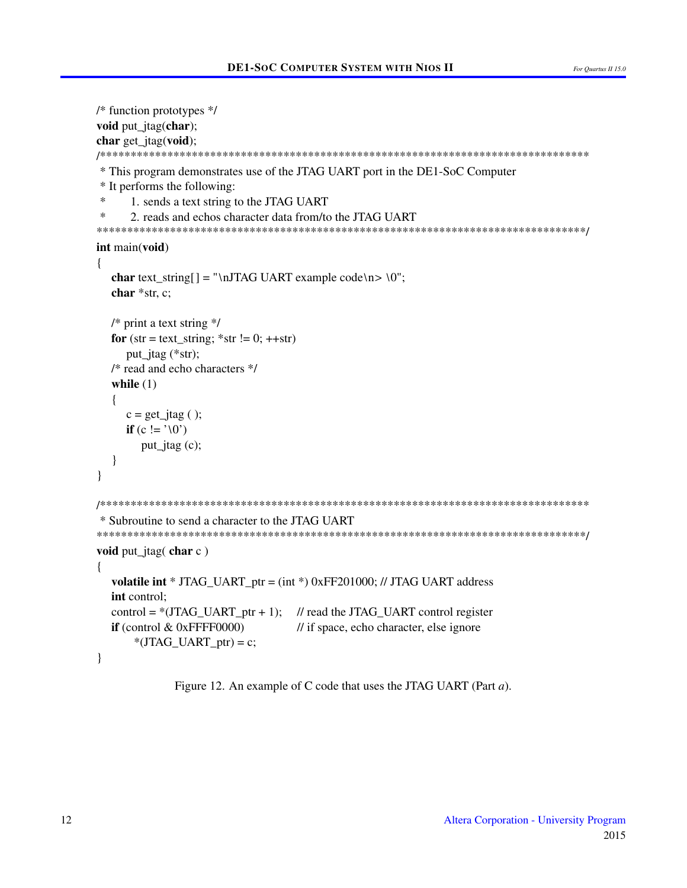```c
/* function prototypes */
void put_jtag(char);
char get_jtag(void);
/*******************************************************************************
 * This program demonstrates use of the JTAG UART port in the DE1-SoC Computer
 * It performs the following:
 *      1. sends a text string to the JTAG UART
 *      2. reads and echos character data from/to the JTAG UART
******************************************************************************/
int main(void)
{
    char text_string[ ] = "\nJTAG UART example code\n> \0";
    char *str, c;

    /* print a text string */
    for (str = text_string; *str != 0; ++str)
        put_jtag (*str);
    /* read and echo characters */
    while (1)
    {
        c = get_jtag ( );
        if (c != '\0')
            put_jtag (c);
    }
}

/*******************************************************************************
 * Subroutine to send a character to the JTAG UART
******************************************************************************/
void put_jtag( char c )
{
    volatile int * JTAG_UART_ptr = (int *) 0xFF201000; // JTAG UART address
    int control;
    control = *(JTAG_UART_ptr + 1);     // read the JTAG_UART control register
    if (control & 0xFFFF0000)           // if space, echo character, else ignore
        *(JTAG_UART_ptr) = c;
}
```

Figure 12. An example of C code that uses the JTAG UART (Part *a*).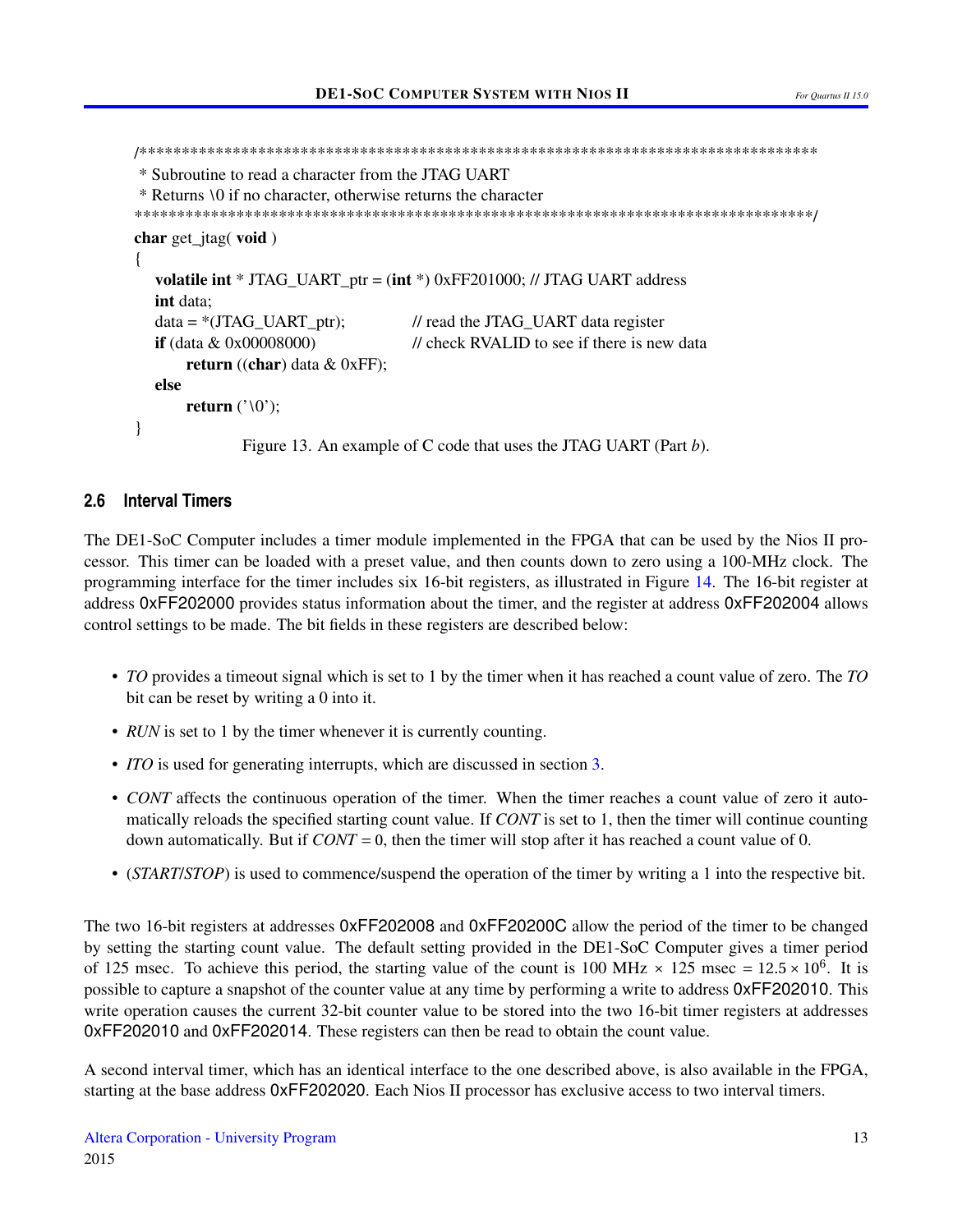```
/*******************************************************************************
 * Subroutine to read a character from the JTAG UART
 * Returns \0 if no character, otherwise returns the character
 ******************************************************************************/
char get_jtag( void )
{
    volatile int * JTAG_UART_ptr = (int *) 0xFF201000; // JTAG UART address
    int data;
    data = *(JTAG_UART_ptr);            // read the JTAG_UART data register
    if (data & 0x00008000)              // check RVALID to see if there is new data
        return ((char) data & 0xFF);
    else
        return ('\0');
}
```

Figure 13. An example of C code that uses the JTAG UART (Part *b*).

## 2.6 Interval Timers

The DE1-SoC Computer includes a timer module implemented in the FPGA that can be used by the Nios II processor. This timer can be loaded with a preset value, and then counts down to zero using a 100-MHz clock. The programming interface for the timer includes six 16-bit registers, as illustrated in Figure 14. The 16-bit register at address 0xFF202000 provides status information about the timer, and the register at address 0xFF202004 allows control settings to be made. The bit fields in these registers are described below:

- *TO* provides a timeout signal which is set to 1 by the timer when it has reached a count value of zero. The *TO* bit can be reset by writing a 0 into it.
- *RUN* is set to 1 by the timer whenever it is currently counting.
- *ITO* is used for generating interrupts, which are discussed in section 3.
- *CONT* affects the continuous operation of the timer. When the timer reaches a count value of zero it automatically reloads the specified starting count value. If *CONT* is set to 1, then the timer will continue counting down automatically. But if *CONT* = 0, then the timer will stop after it has reached a count value of 0.
- (*START*/*STOP*) is used to commence/suspend the operation of the timer by writing a 1 into the respective bit.

The two 16-bit registers at addresses 0xFF202008 and 0xFF20200C allow the period of the timer to be changed by setting the starting count value. The default setting provided in the DE1-SoC Computer gives a timer period of 125 msec. To achieve this period, the starting value of the count is 100 MHz $\times$ 125 msec = $12.5 \times 10^6$. It is possible to capture a snapshot of the counter value at any time by performing a write to address 0xFF202010. This write operation causes the current 32-bit counter value to be stored into the two 16-bit timer registers at addresses 0xFF202010 and 0xFF202014. These registers can then be read to obtain the count value.

A second interval timer, which has an identical interface to the one described above, is also available in the FPGA, starting at the base address 0xFF202020. Each Nios II processor has exclusive access to two interval timers.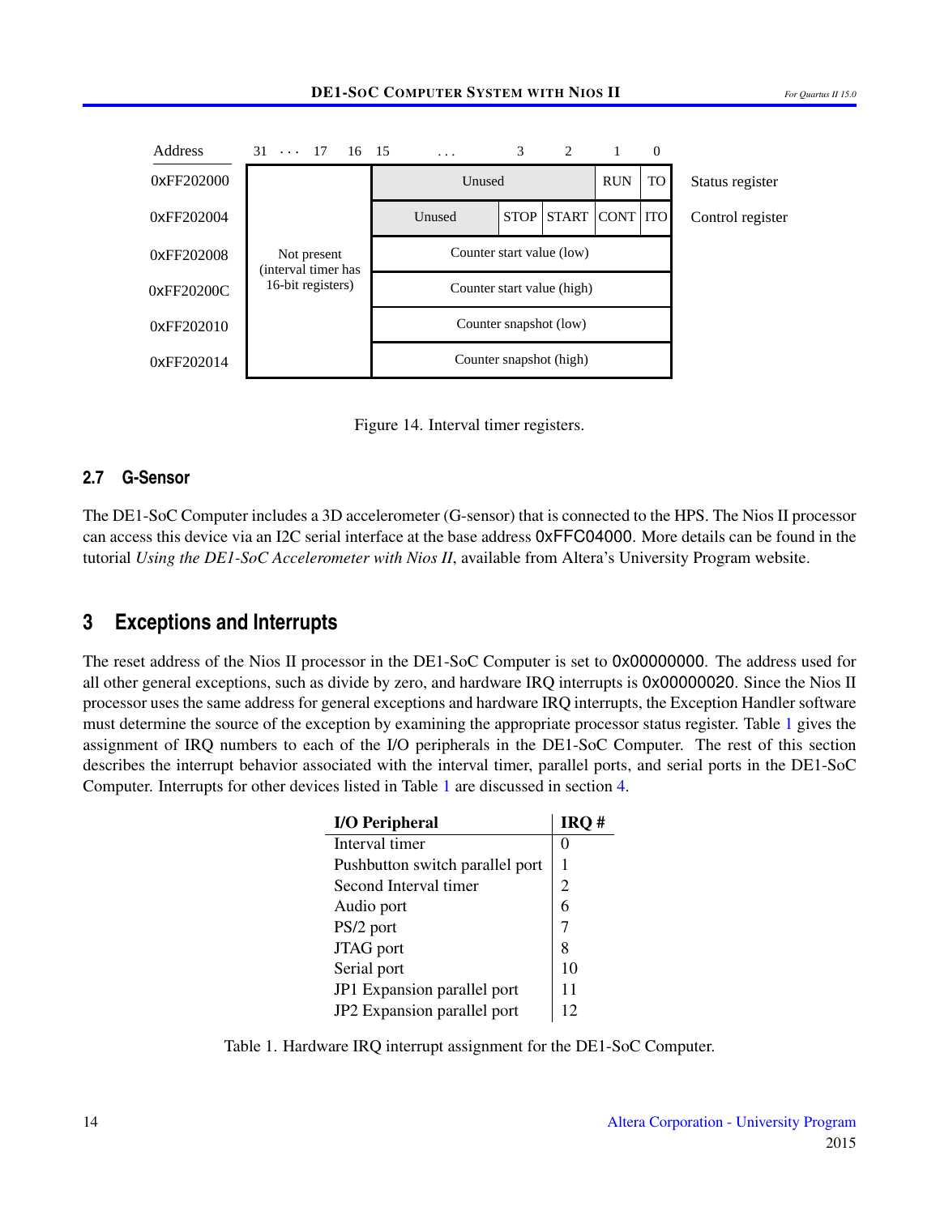| Address | 31 … 17 | 16 | 15 … 3 | 2 | 1 | 0 | |
|---|---|---|---|---|---|---|---|
| 0xFF202000 | Not present (interval timer has 16-bit registers) | | Unused | | RUN | TO | Status register |
| 0xFF202004 | | | Unused | STOP / START | CONT | ITO | Control register |
| 0xFF202008 | | | Counter start value (low) | | | | |
| 0xFF20200C | | | Counter start value (high) | | | | |
| 0xFF202010 | | | Counter snapshot (low) | | | | |
| 0xFF202014 | | | Counter snapshot (high) | | | | |

Figure 14. Interval timer registers.

### 2.7 G-Sensor

The DE1-SoC Computer includes a 3D accelerometer (G-sensor) that is connected to the HPS. The Nios II processor can access this device via an I2C serial interface at the base address 0xFFC04000. More details can be found in the tutorial *Using the DE1-SoC Accelerometer with Nios II*, available from Altera's University Program website.

## 3 Exceptions and Interrupts

The reset address of the Nios II processor in the DE1-SoC Computer is set to 0x00000000. The address used for all other general exceptions, such as divide by zero, and hardware IRQ interrupts is 0x00000020. Since the Nios II processor uses the same address for general exceptions and hardware IRQ interrupts, the Exception Handler software must determine the source of the exception by examining the appropriate processor status register. Table 1 gives the assignment of IRQ numbers to each of the I/O peripherals in the DE1-SoC Computer. The rest of this section describes the interrupt behavior associated with the interval timer, parallel ports, and serial ports in the DE1-SoC Computer. Interrupts for other devices listed in Table 1 are discussed in section 4.

| I/O Peripheral | IRQ # |
|---|---|
| Interval timer | 0 |
| Pushbutton switch parallel port | 1 |
| Second Interval timer | 2 |
| Audio port | 6 |
| PS/2 port | 7 |
| JTAG port | 8 |
| Serial port | 10 |
| JP1 Expansion parallel port | 11 |
| JP2 Expansion parallel port | 12 |

Table 1. Hardware IRQ interrupt assignment for the DE1-SoC Computer.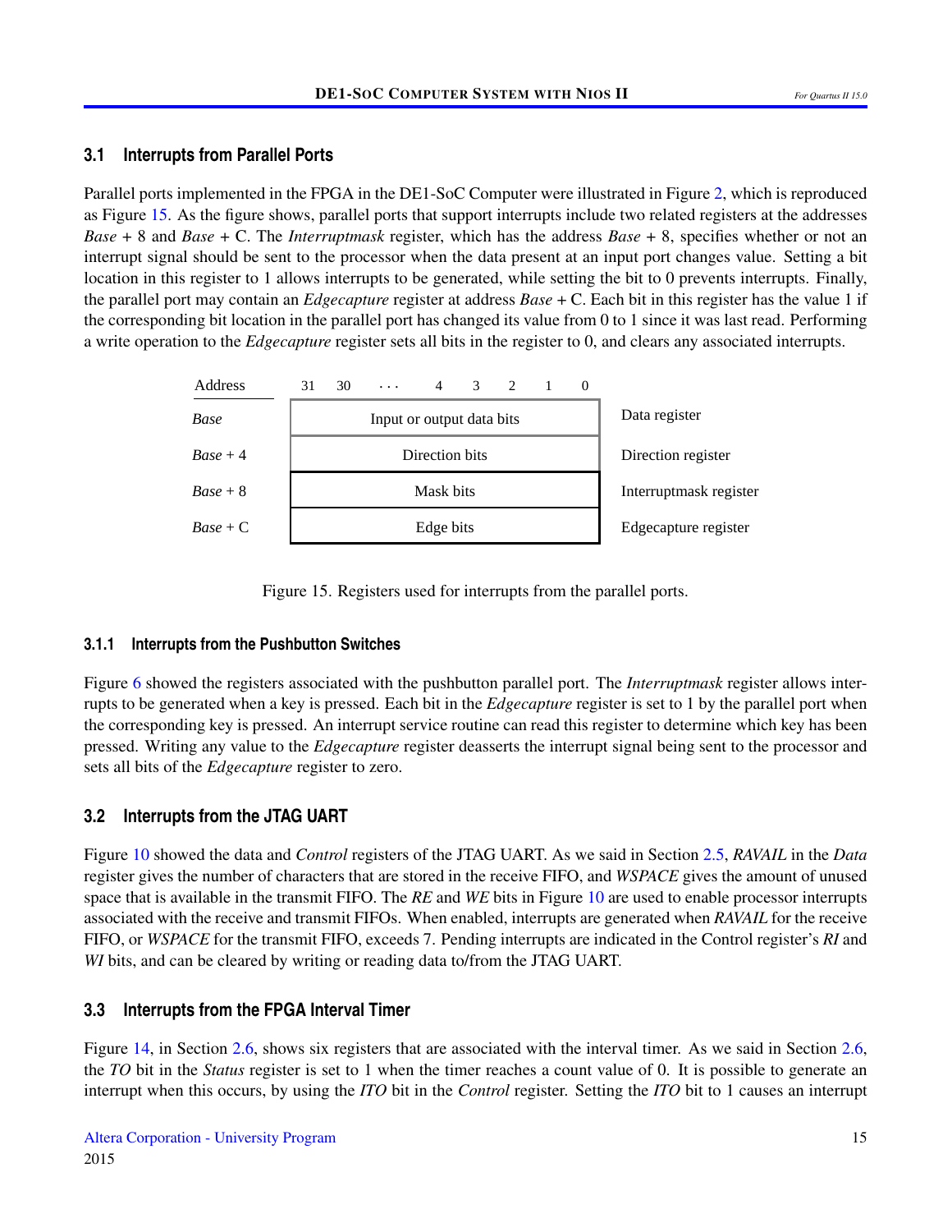### 3.1 Interrupts from Parallel Ports

Parallel ports implemented in the FPGA in the DE1-SoC Computer were illustrated in Figure 2, which is reproduced as Figure 15. As the figure shows, parallel ports that support interrupts include two related registers at the addresses *Base* + 8 and *Base* + C. The *Interruptmask* register, which has the address *Base* + 8, specifies whether or not an interrupt signal should be sent to the processor when the data present at an input port changes value. Setting a bit location in this register to 1 allows interrupts to be generated, while setting the bit to 0 prevents interrupts. Finally, the parallel port may contain an *Edgecapture* register at address *Base* + C. Each bit in this register has the value 1 if the corresponding bit location in the parallel port has changed its value from 0 to 1 since it was last read. Performing a write operation to the *Edgecapture* register sets all bits in the register to 0, and clears any associated interrupts.

| Address | 31 30 · · · 4 3 2 1 0 | |
|---|---|---|
| *Base* | Input or output data bits | Data register |
| *Base* + 4 | Direction bits | Direction register |
| *Base* + 8 | Mask bits | Interruptmask register |
| *Base* + C | Edge bits | Edgecapture register |

Figure 15. Registers used for interrupts from the parallel ports.

#### 3.1.1 Interrupts from the Pushbutton Switches

Figure 6 showed the registers associated with the pushbutton parallel port. The *Interruptmask* register allows interrupts to be generated when a key is pressed. Each bit in the *Edgecapture* register is set to 1 by the parallel port when the corresponding key is pressed. An interrupt service routine can read this register to determine which key has been pressed. Writing any value to the *Edgecapture* register deasserts the interrupt signal being sent to the processor and sets all bits of the *Edgecapture* register to zero.

### 3.2 Interrupts from the JTAG UART

Figure 10 showed the data and *Control* registers of the JTAG UART. As we said in Section 2.5, *RAVAIL* in the *Data* register gives the number of characters that are stored in the receive FIFO, and *WSPACE* gives the amount of unused space that is available in the transmit FIFO. The *RE* and *WE* bits in Figure 10 are used to enable processor interrupts associated with the receive and transmit FIFOs. When enabled, interrupts are generated when *RAVAIL* for the receive FIFO, or *WSPACE* for the transmit FIFO, exceeds 7. Pending interrupts are indicated in the Control register's *RI* and *WI* bits, and can be cleared by writing or reading data to/from the JTAG UART.

### 3.3 Interrupts from the FPGA Interval Timer

Figure 14, in Section 2.6, shows six registers that are associated with the interval timer. As we said in Section 2.6, the *TO* bit in the *Status* register is set to 1 when the timer reaches a count value of 0. It is possible to generate an interrupt when this occurs, by using the *ITO* bit in the *Control* register. Setting the *ITO* bit to 1 causes an interrupt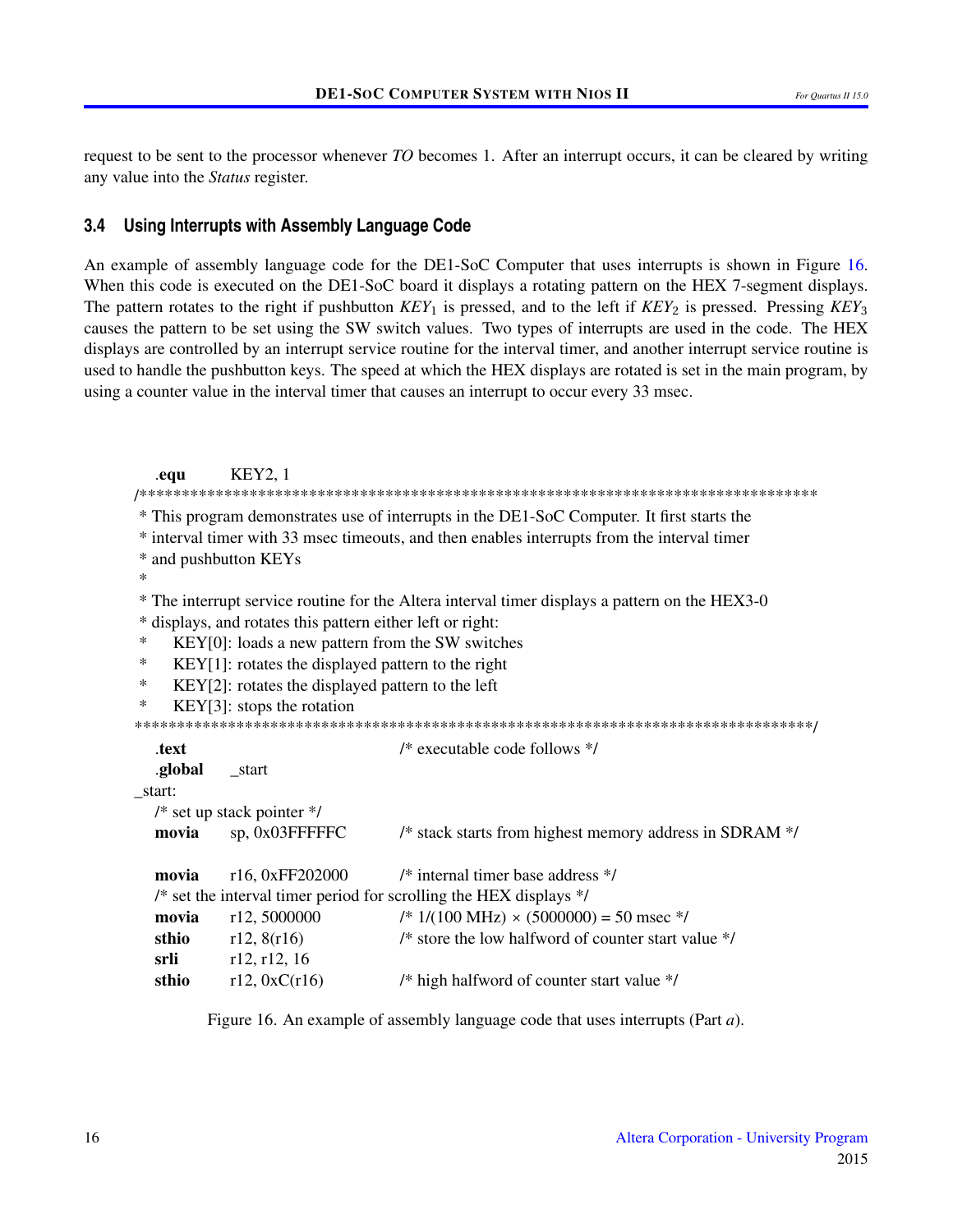request to be sent to the processor whenever *TO* becomes 1. After an interrupt occurs, it can be cleared by writing any value into the *Status* register.

### 3.4 Using Interrupts with Assembly Language Code

An example of assembly language code for the DE1-SoC Computer that uses interrupts is shown in Figure 16. When this code is executed on the DE1-SoC board it displays a rotating pattern on the HEX 7-segment displays. The pattern rotates to the right if pushbutton $KEY_1$ is pressed, and to the left if $KEY_2$ is pressed. Pressing $KEY_3$ causes the pattern to be set using the SW switch values. Two types of interrupts are used in the code. The HEX displays are controlled by an interrupt service routine for the interval timer, and another interrupt service routine is used to handle the pushbutton keys. The speed at which the HEX displays are rotated is set in the main program, by using a counter value in the interval timer that causes an interrupt to occur every 33 msec.

```
        .equ    KEY2, 1
/*******************************************************************************
 * This program demonstrates use of interrupts in the DE1-SoC Computer. It first starts the
 * interval timer with 33 msec timeouts, and then enables interrupts from the interval timer
 * and pushbutton KEYs
 *
 * The interrupt service routine for the Altera interval timer displays a pattern on the HEX3-0
 * displays, and rotates this pattern either left or right:
 *      KEY[0]: loads a new pattern from the SW switches
 *      KEY[1]: rotates the displayed pattern to the right
 *      KEY[2]: rotates the displayed pattern to the left
 *      KEY[3]: stops the rotation
*******************************************************************************/
        .text                           /* executable code follows */
        .global _start
_start:
        /* set up stack pointer */
        movia   sp, 0x03FFFFFC          /* stack starts from highest memory address in SDRAM */

        movia   r16, 0xFF202000         /* internal timer base address */
        /* set the interval timer period for scrolling the HEX displays */
        movia   r12, 5000000            /* 1/(100 MHz) × (5000000) = 50 msec */
        sthio   r12, 8(r16)             /* store the low halfword of counter start value */
        srli    r12, r12, 16
        sthio   r12, 0xC(r16)           /* high halfword of counter start value */
```

Figure 16. An example of assembly language code that uses interrupts (Part *a*).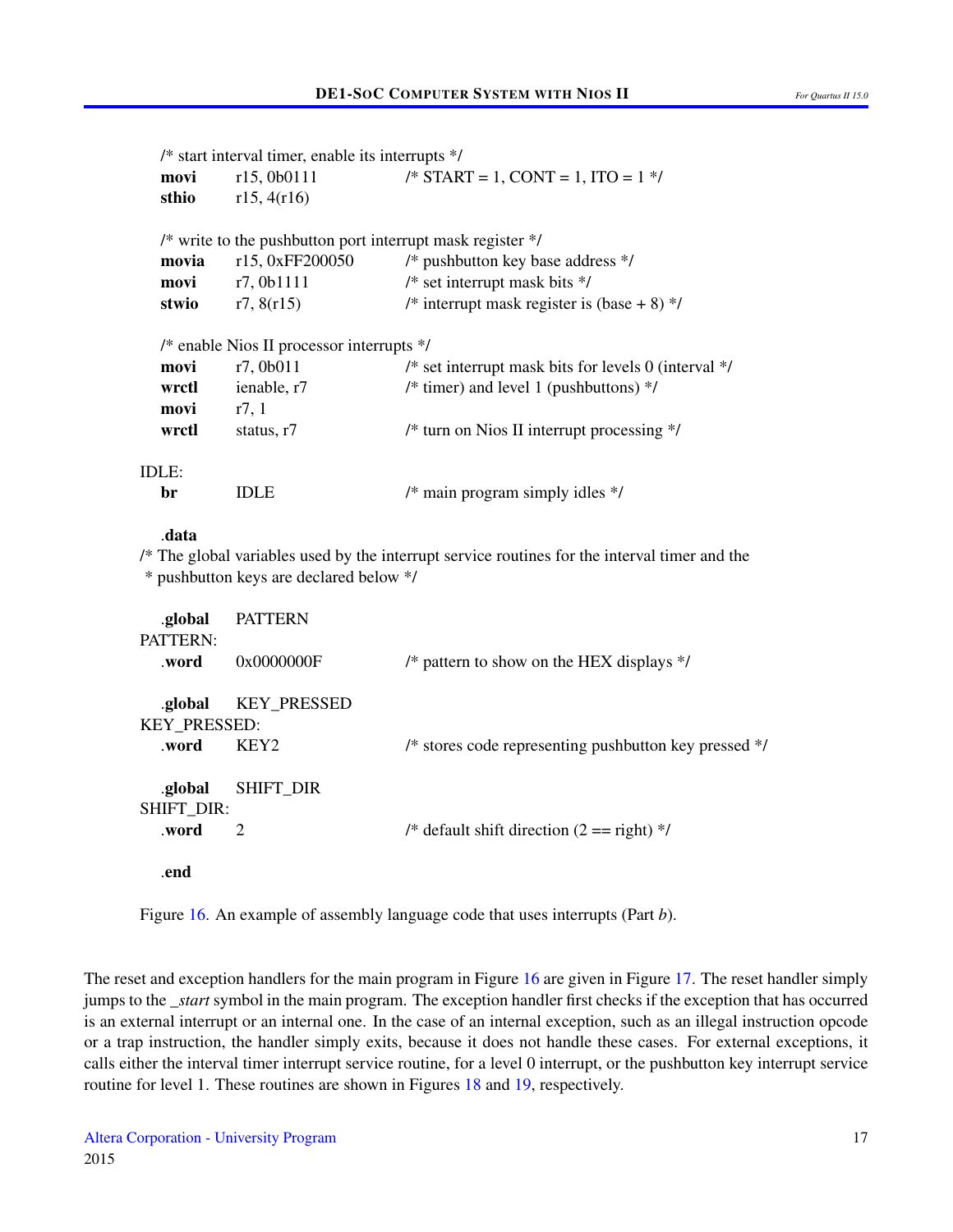```
        /* start interval timer, enable its interrupts */
        movi     r15, 0b0111              /* START = 1, CONT = 1, ITO = 1 */
        sthio    r15, 4(r16)

        /* write to the pushbutton port interrupt mask register */
        movia    r15, 0xFF200050          /* pushbutton key base address */
        movi     r7, 0b1111               /* set interrupt mask bits */
        stwio    r7, 8(r15)               /* interrupt mask register is (base + 8) */

        /* enable Nios II processor interrupts */
        movi     r7, 0b011                /* set interrupt mask bits for levels 0 (interval */
        wrctl    ienable, r7              /* timer) and level 1 (pushbuttons) */
        movi     r7, 1
        wrctl    status, r7               /* turn on Nios II interrupt processing */

IDLE:
        br       IDLE                     /* main program simply idles */

        .data
/* The global variables used by the interrupt service routines for the interval timer and the
 * pushbutton keys are declared below */

        .global  PATTERN
PATTERN:
        .word    0x0000000F               /* pattern to show on the HEX displays */

        .global  KEY_PRESSED
KEY_PRESSED:
        .word    KEY2                     /* stores code representing pushbutton key pressed */

        .global  SHIFT_DIR
SHIFT_DIR:
        .word    2                        /* default shift direction (2 == right) */

        .end
```

Figure 16. An example of assembly language code that uses interrupts (Part *b*).

The reset and exception handlers for the main program in Figure 16 are given in Figure 17. The reset handler simply jumps to the *_start* symbol in the main program. The exception handler first checks if the exception that has occurred is an external interrupt or an internal one. In the case of an internal exception, such as an illegal instruction opcode or a trap instruction, the handler simply exits, because it does not handle these cases. For external exceptions, it calls either the interval timer interrupt service routine, for a level 0 interrupt, or the pushbutton key interrupt service routine for level 1. These routines are shown in Figures 18 and 19, respectively.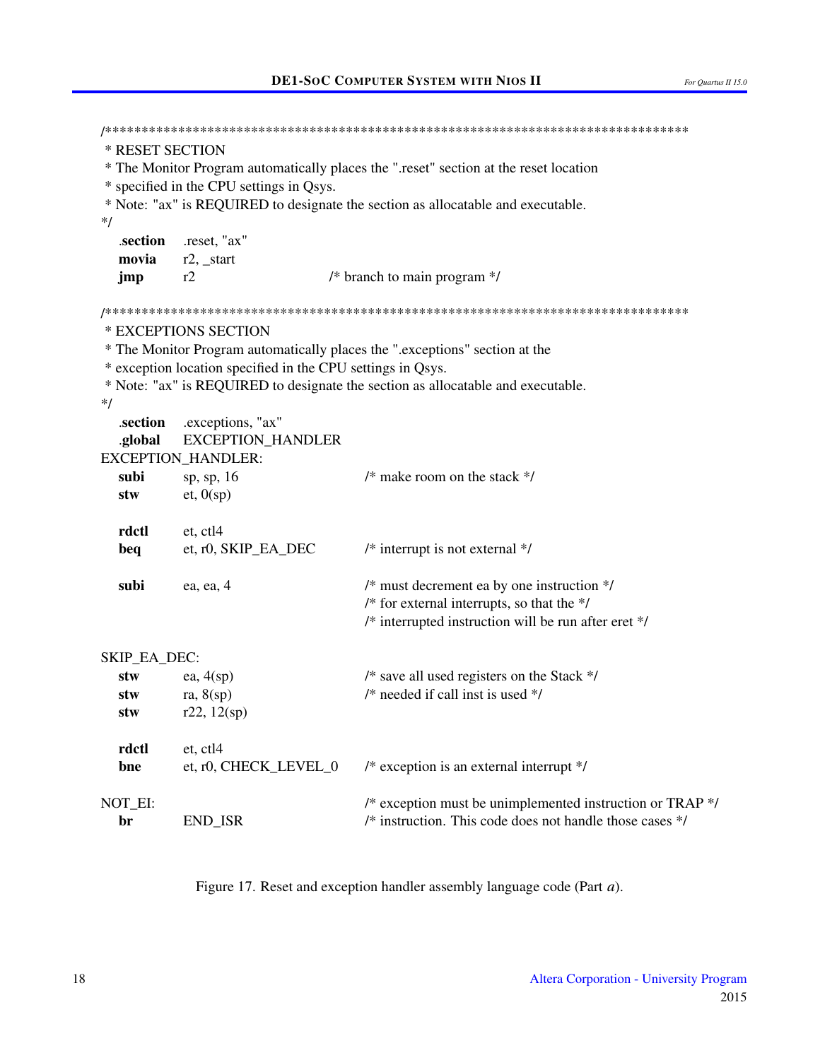```
/********************************************************************************
 * RESET SECTION
 * The Monitor Program automatically places the ".reset" section at the reset location
 * specified in the CPU settings in Qsys.
 * Note: "ax" is REQUIRED to designate the section as allocatable and executable.
*/
    .section    .reset, "ax"
    movia       r2, _start
    jmp         r2                      /* branch to main program */

/********************************************************************************
 * EXCEPTIONS SECTION
 * The Monitor Program automatically places the ".exceptions" section at the
 * exception location specified in the CPU settings in Qsys.
 * Note: "ax" is REQUIRED to designate the section as allocatable and executable.
*/
    .section    .exceptions, "ax"
    .global     EXCEPTION_HANDLER
EXCEPTION_HANDLER:
    subi        sp, sp, 16              /* make room on the stack */
    stw         et, 0(sp)

    rdctl       et, ctl4
    beq         et, r0, SKIP_EA_DEC     /* interrupt is not external */

    subi        ea, ea, 4               /* must decrement ea by one instruction */
                                        /* for external interrupts, so that the */
                                        /* interrupted instruction will be run after eret */

SKIP_EA_DEC:
    stw         ea, 4(sp)               /* save all used registers on the Stack */
    stw         ra, 8(sp)               /* needed if call inst is used */
    stw         r22, 12(sp)

    rdctl       et, ctl4
    bne         et, r0, CHECK_LEVEL_0   /* exception is an external interrupt */

NOT_EI:                                 /* exception must be unimplemented instruction or TRAP */
    br          END_ISR                 /* instruction. This code does not handle those cases */
```

Figure 17. Reset and exception handler assembly language code (Part *a*).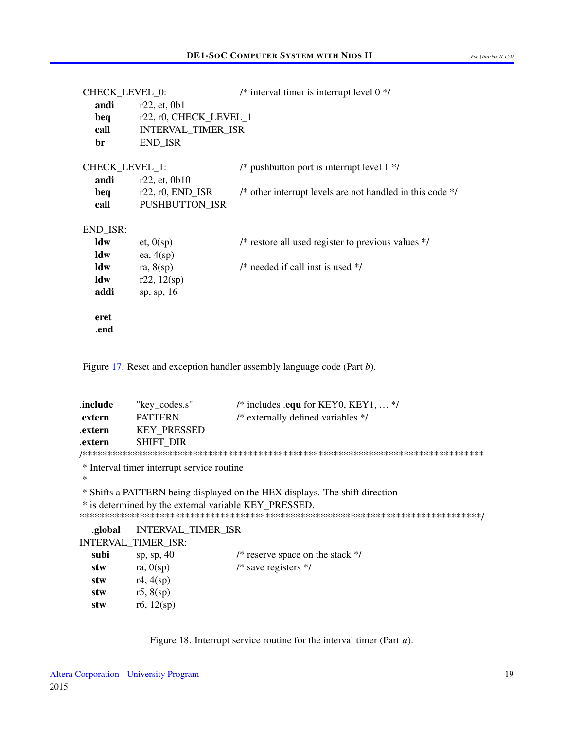```
CHECK_LEVEL_0:                  /* interval timer is interrupt level 0 */
    andi    r22, et, 0b1
    beq     r22, r0, CHECK_LEVEL_1
    call    INTERVAL_TIMER_ISR
    br      END_ISR

CHECK_LEVEL_1:                  /* pushbutton port is interrupt level 1 */
    andi    r22, et, 0b10
    beq     r22, r0, END_ISR    /* other interrupt levels are not handled in this code */
    call    PUSHBUTTON_ISR

END_ISR:
    ldw     et, 0(sp)           /* restore all used register to previous values */
    ldw     ea, 4(sp)
    ldw     ra, 8(sp)           /* needed if call inst is used */
    ldw     r22, 12(sp)
    addi    sp, sp, 16

    eret
    .end
```

Figure 17. Reset and exception handler assembly language code (Part *b*).

```
.include    "key_codes.s"       /* includes .equ for KEY0, KEY1, ... */
.extern     PATTERN             /* externally defined variables */
.extern     KEY_PRESSED
.extern     SHIFT_DIR
/*******************************************************************************
 * Interval timer interrupt service routine
 *
 * Shifts a PATTERN being displayed on the HEX displays. The shift direction
 * is determined by the external variable KEY_PRESSED.
*******************************************************************************/
    .global INTERVAL_TIMER_ISR
INTERVAL_TIMER_ISR:
    subi    sp, sp, 40          /* reserve space on the stack */
    stw     ra, 0(sp)           /* save registers */
    stw     r4, 4(sp)
    stw     r5, 8(sp)
    stw     r6, 12(sp)
```

Figure 18. Interrupt service routine for the interval timer (Part *a*).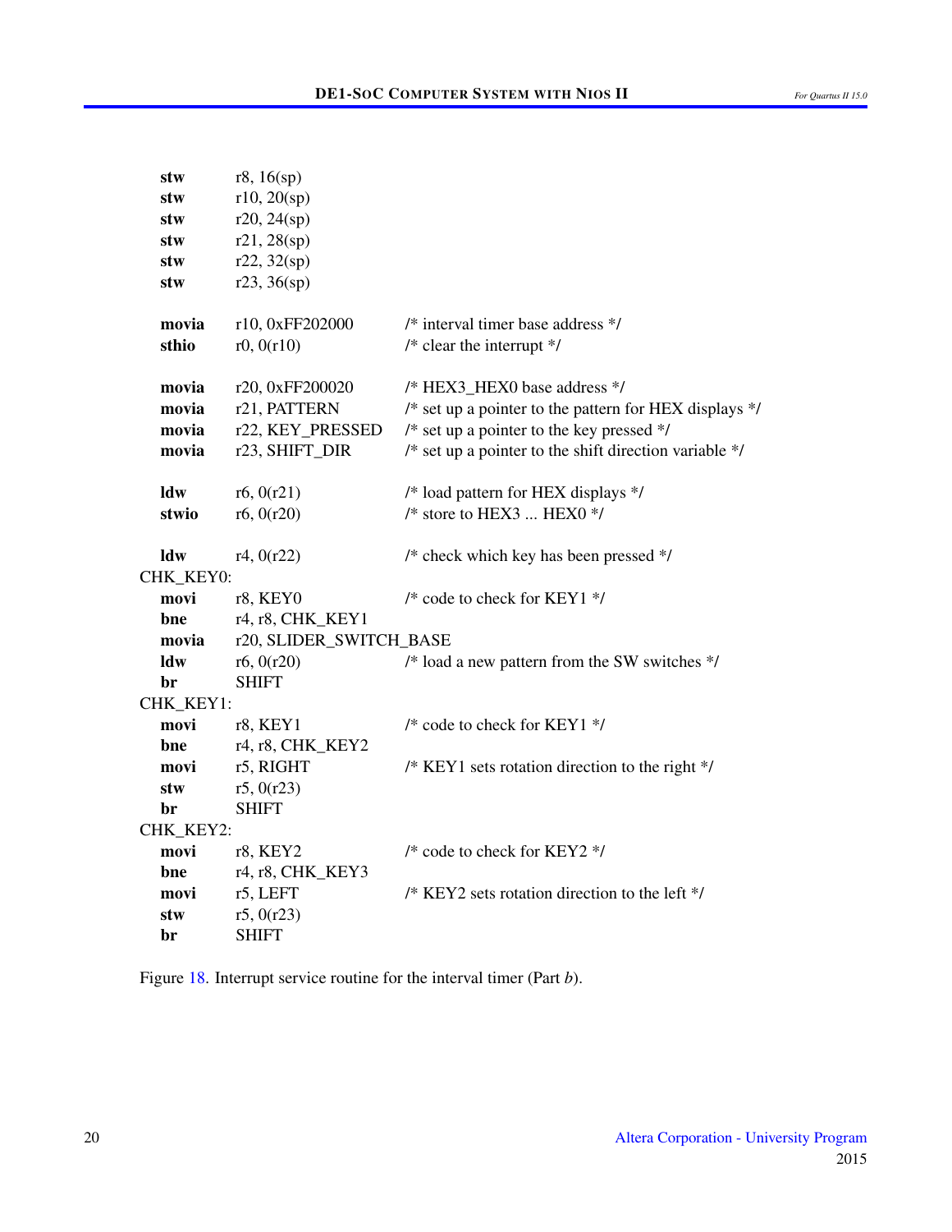```
        stw     r8, 16(sp)
        stw     r10, 20(sp)
        stw     r20, 24(sp)
        stw     r21, 28(sp)
        stw     r22, 32(sp)
        stw     r23, 36(sp)

        movia   r10, 0xFF202000         /* interval timer base address */
        sthio   r0, 0(r10)              /* clear the interrupt */

        movia   r20, 0xFF200020         /* HEX3_HEX0 base address */
        movia   r21, PATTERN            /* set up a pointer to the pattern for HEX displays */
        movia   r22, KEY_PRESSED        /* set up a pointer to the key pressed */
        movia   r23, SHIFT_DIR          /* set up a pointer to the shift direction variable */

        ldw     r6, 0(r21)              /* load pattern for HEX displays */
        stwio   r6, 0(r20)              /* store to HEX3 ... HEX0 */

        ldw     r4, 0(r22)              /* check which key has been pressed */
CHK_KEY0:
        movi    r8, KEY0                /* code to check for KEY1 */
        bne     r4, r8, CHK_KEY1
        movia   r20, SLIDER_SWITCH_BASE
        ldw     r6, 0(r20)              /* load a new pattern from the SW switches */
        br      SHIFT
CHK_KEY1:
        movi    r8, KEY1                /* code to check for KEY1 */
        bne     r4, r8, CHK_KEY2
        movi    r5, RIGHT               /* KEY1 sets rotation direction to the right */
        stw     r5, 0(r23)
        br      SHIFT
CHK_KEY2:
        movi    r8, KEY2                /* code to check for KEY2 */
        bne     r4, r8, CHK_KEY3
        movi    r5, LEFT                /* KEY2 sets rotation direction to the left */
        stw     r5, 0(r23)
        br      SHIFT
```

Figure 18. Interrupt service routine for the interval timer (Part *b*).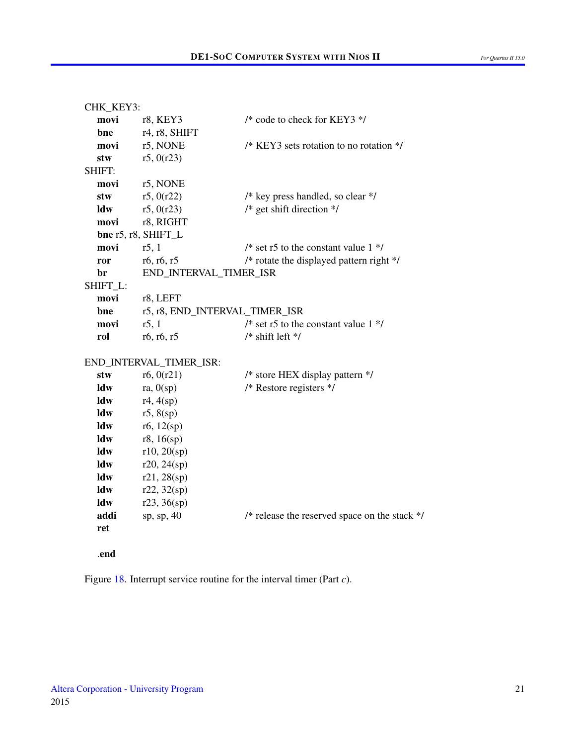```
CHK_KEY3:
    movi    r8, KEY3                /* code to check for KEY3 */
    bne     r4, r8, SHIFT
    movi    r5, NONE                /* KEY3 sets rotation to no rotation */
    stw     r5, 0(r23)
SHIFT:
    movi    r5, NONE
    stw     r5, 0(r22)              /* key press handled, so clear */
    ldw     r5, 0(r23)              /* get shift direction */
    movi    r8, RIGHT
    bne r5, r8, SHIFT_L
    movi    r5, 1                   /* set r5 to the constant value 1 */
    ror     r6, r6, r5              /* rotate the displayed pattern right */
    br      END_INTERVAL_TIMER_ISR
SHIFT_L:
    movi    r8, LEFT
    bne     r5, r8, END_INTERVAL_TIMER_ISR
    movi    r5, 1                   /* set r5 to the constant value 1 */
    rol     r6, r6, r5              /* shift left */

END_INTERVAL_TIMER_ISR:
    stw     r6, 0(r21)              /* store HEX display pattern */
    ldw     ra, 0(sp)               /* Restore registers */
    ldw     r4, 4(sp)
    ldw     r5, 8(sp)
    ldw     r6, 12(sp)
    ldw     r8, 16(sp)
    ldw     r10, 20(sp)
    ldw     r20, 24(sp)
    ldw     r21, 28(sp)
    ldw     r22, 32(sp)
    ldw     r23, 36(sp)
    addi    sp, sp, 40              /* release the reserved space on the stack */
    ret

    .end
```

Figure 18. Interrupt service routine for the interval timer (Part *c*).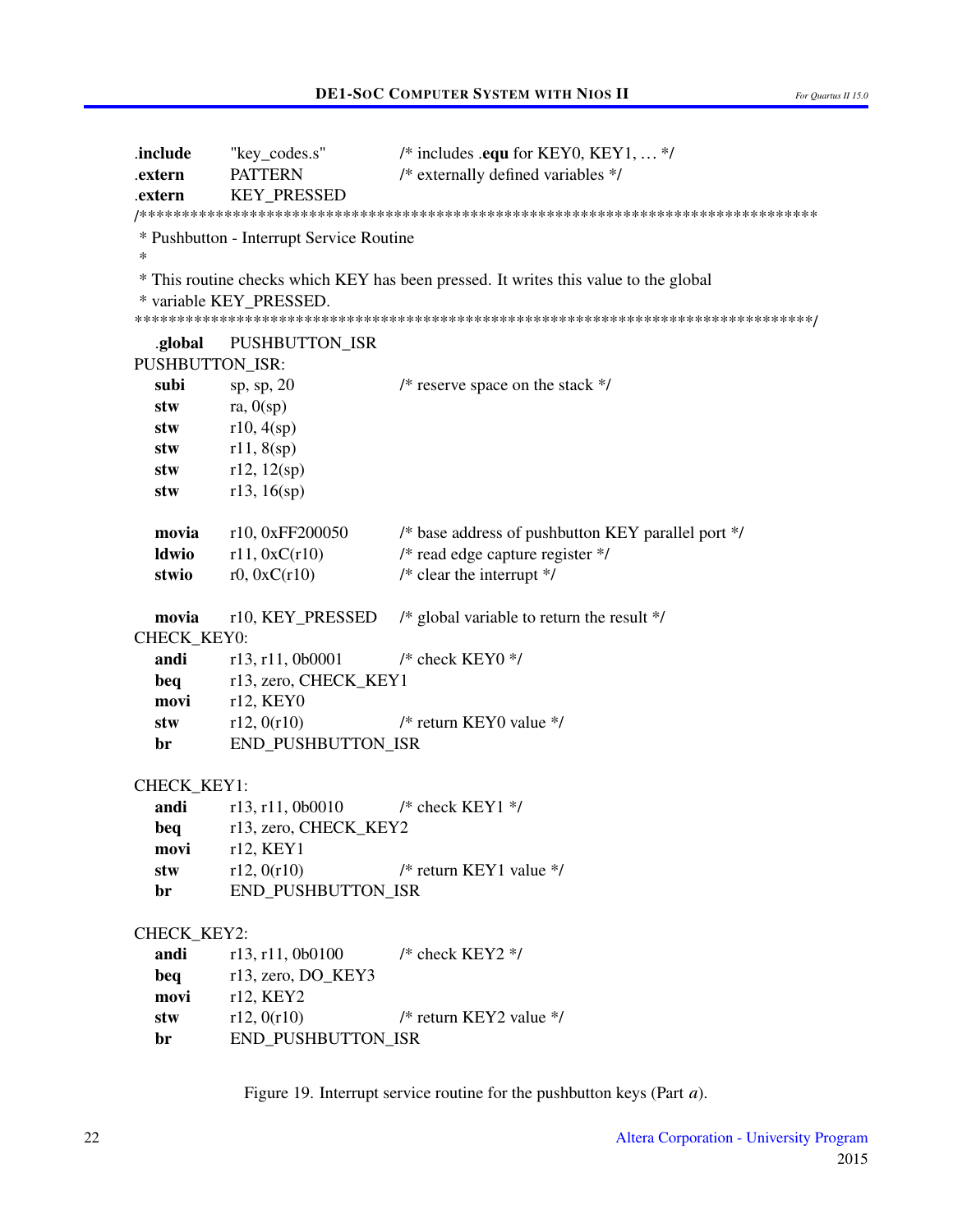```
.include    "key_codes.s"       /* includes .equ for KEY0, KEY1, ... */
.extern     PATTERN             /* externally defined variables */
.extern     KEY_PRESSED
/*******************************************************************************
 * Pushbutton - Interrupt Service Routine
 *
 * This routine checks which KEY has been pressed. It writes this value to the global
 * variable KEY_PRESSED.
*******************************************************************************/
    .global     PUSHBUTTON_ISR
PUSHBUTTON_ISR:
    subi        sp, sp, 20          /* reserve space on the stack */
    stw         ra, 0(sp)
    stw         r10, 4(sp)
    stw         r11, 8(sp)
    stw         r12, 12(sp)
    stw         r13, 16(sp)

    movia       r10, 0xFF200050     /* base address of pushbutton KEY parallel port */
    ldwio       r11, 0xC(r10)       /* read edge capture register */
    stwio       r0, 0xC(r10)        /* clear the interrupt */

    movia       r10, KEY_PRESSED    /* global variable to return the result */
CHECK_KEY0:
    andi        r13, r11, 0b0001    /* check KEY0 */
    beq         r13, zero, CHECK_KEY1
    movi        r12, KEY0
    stw         r12, 0(r10)         /* return KEY0 value */
    br          END_PUSHBUTTON_ISR

CHECK_KEY1:
    andi        r13, r11, 0b0010    /* check KEY1 */
    beq         r13, zero, CHECK_KEY2
    movi        r12, KEY1
    stw         r12, 0(r10)         /* return KEY1 value */
    br          END_PUSHBUTTON_ISR

CHECK_KEY2:
    andi        r13, r11, 0b0100    /* check KEY2 */
    beq         r13, zero, DO_KEY3
    movi        r12, KEY2
    stw         r12, 0(r10)         /* return KEY2 value */
    br          END_PUSHBUTTON_ISR
```

Figure 19. Interrupt service routine for the pushbutton keys (Part *a*).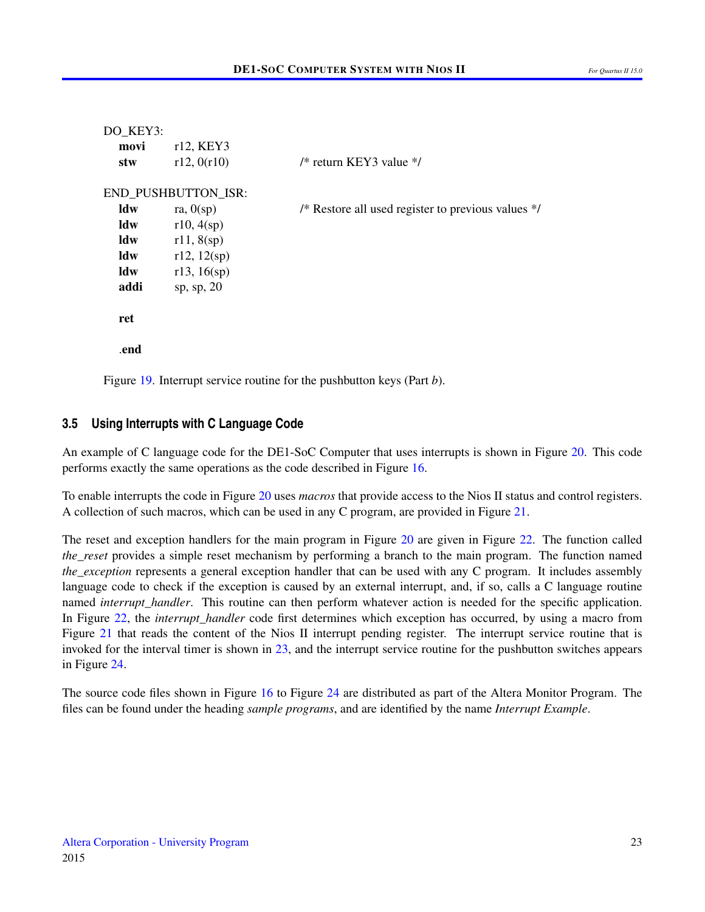```
DO_KEY3:
    movi    r12, KEY3
    stw     r12, 0(r10)         /* return KEY3 value */

END_PUSHBUTTON_ISR:
    ldw     ra, 0(sp)           /* Restore all used register to previous values */
    ldw     r10, 4(sp)
    ldw     r11, 8(sp)
    ldw     r12, 12(sp)
    ldw     r13, 16(sp)
    addi    sp, sp, 20

    ret

    .end
```

Figure 19. Interrupt service routine for the pushbutton keys (Part *b*).

### 3.5 Using Interrupts with C Language Code

An example of C language code for the DE1-SoC Computer that uses interrupts is shown in Figure 20. This code performs exactly the same operations as the code described in Figure 16.

To enable interrupts the code in Figure 20 uses *macros* that provide access to the Nios II status and control registers. A collection of such macros, which can be used in any C program, are provided in Figure 21.

The reset and exception handlers for the main program in Figure 20 are given in Figure 22. The function called *the_reset* provides a simple reset mechanism by performing a branch to the main program. The function named *the_exception* represents a general exception handler that can be used with any C program. It includes assembly language code to check if the exception is caused by an external interrupt, and, if so, calls a C language routine named *interrupt_handler*. This routine can then perform whatever action is needed for the specific application. In Figure 22, the *interrupt_handler* code first determines which exception has occurred, by using a macro from Figure 21 that reads the content of the Nios II interrupt pending register. The interrupt service routine that is invoked for the interval timer is shown in 23, and the interrupt service routine for the pushbutton switches appears in Figure 24.

The source code files shown in Figure 16 to Figure 24 are distributed as part of the Altera Monitor Program. The files can be found under the heading *sample programs*, and are identified by the name *Interrupt Example*.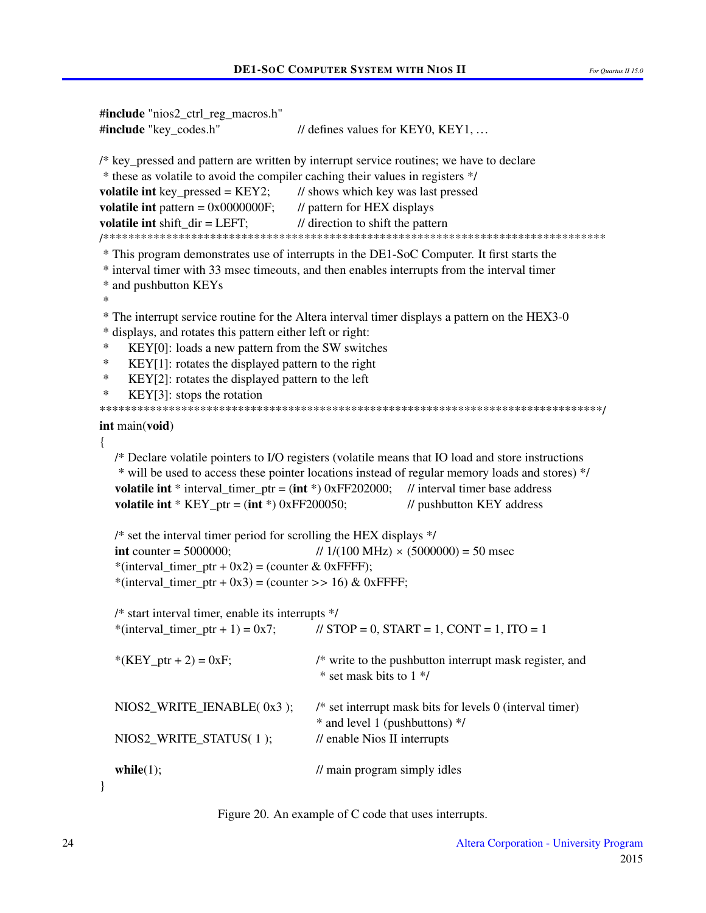```c
#include "nios2_ctrl_reg_macros.h"
#include "key_codes.h"                  // defines values for KEY0, KEY1, …

/* key_pressed and pattern are written by interrupt service routines; we have to declare
 * these as volatile to avoid the compiler caching their values in registers */
volatile int key_pressed = KEY2;        // shows which key was last pressed
volatile int pattern = 0x0000000F;      // pattern for HEX displays
volatile int shift_dir = LEFT;          // direction to shift the pattern
/*******************************************************************************
 * This program demonstrates use of interrupts in the DE1-SoC Computer. It first starts the
 * interval timer with 33 msec timeouts, and then enables interrupts from the interval timer
 * and pushbutton KEYs
 *
 * The interrupt service routine for the Altera interval timer displays a pattern on the HEX3-0
 * displays, and rotates this pattern either left or right:
 *     KEY[0]: loads a new pattern from the SW switches
 *     KEY[1]: rotates the displayed pattern to the right
 *     KEY[2]: rotates the displayed pattern to the left
 *     KEY[3]: stops the rotation
 ******************************************************************************/
int main(void)
{
    /* Declare volatile pointers to I/O registers (volatile means that IO load and store instructions
     * will be used to access these pointer locations instead of regular memory loads and stores) */
    volatile int * interval_timer_ptr = (int *) 0xFF202000;    // interval timer base address
    volatile int * KEY_ptr = (int *) 0xFF200050;               // pushbutton KEY address

    /* set the interval timer period for scrolling the HEX displays */
    int counter = 5000000;                  // 1/(100 MHz) × (5000000) = 50 msec
    *(interval_timer_ptr + 0x2) = (counter & 0xFFFF);
    *(interval_timer_ptr + 0x3) = (counter >> 16) & 0xFFFF;

    /* start interval timer, enable its interrupts */
    *(interval_timer_ptr + 1) = 0x7;        // STOP = 0, START = 1, CONT = 1, ITO = 1

    *(KEY_ptr + 2) = 0xF;                   /* write to the pushbutton interrupt mask register, and
                                             * set mask bits to 1 */

    NIOS2_WRITE_IENABLE( 0x3 );             /* set interrupt mask bits for levels 0 (interval timer)
                                             * and level 1 (pushbuttons) */
    NIOS2_WRITE_STATUS( 1 );                // enable Nios II interrupts

    while(1);                               // main program simply idles
}
```

Figure 20. An example of C code that uses interrupts.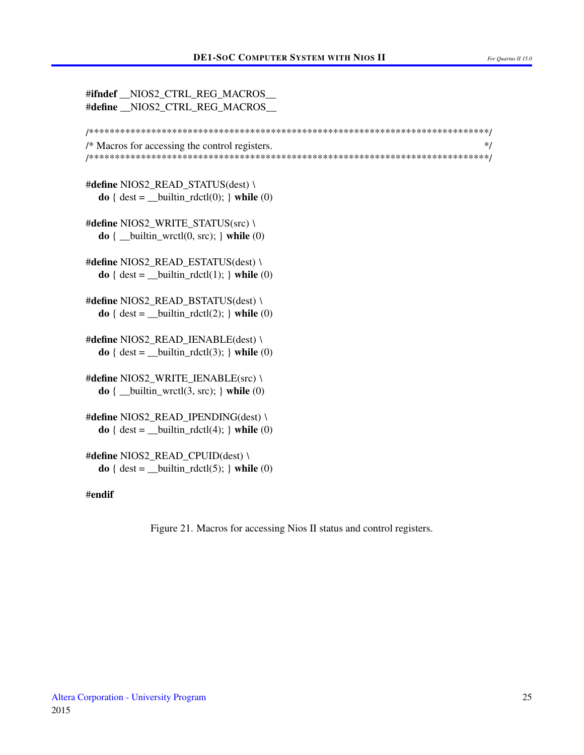```c
#ifndef __NIOS2_CTRL_REG_MACROS__
#define __NIOS2_CTRL_REG_MACROS__

/*****************************************************************************/
/* Macros for accessing the control registers.                              */
/*****************************************************************************/

#define NIOS2_READ_STATUS(dest) \
    do { dest = __builtin_rdctl(0); } while (0)

#define NIOS2_WRITE_STATUS(src) \
    do { __builtin_wrctl(0, src); } while (0)

#define NIOS2_READ_ESTATUS(dest) \
    do { dest = __builtin_rdctl(1); } while (0)

#define NIOS2_READ_BSTATUS(dest) \
    do { dest = __builtin_rdctl(2); } while (0)

#define NIOS2_READ_IENABLE(dest) \
    do { dest = __builtin_rdctl(3); } while (0)

#define NIOS2_WRITE_IENABLE(src) \
    do { __builtin_wrctl(3, src); } while (0)

#define NIOS2_READ_IPENDING(dest) \
    do { dest = __builtin_rdctl(4); } while (0)

#define NIOS2_READ_CPUID(dest) \
    do { dest = __builtin_rdctl(5); } while (0)

#endif
```

Figure 21. Macros for accessing Nios II status and control registers.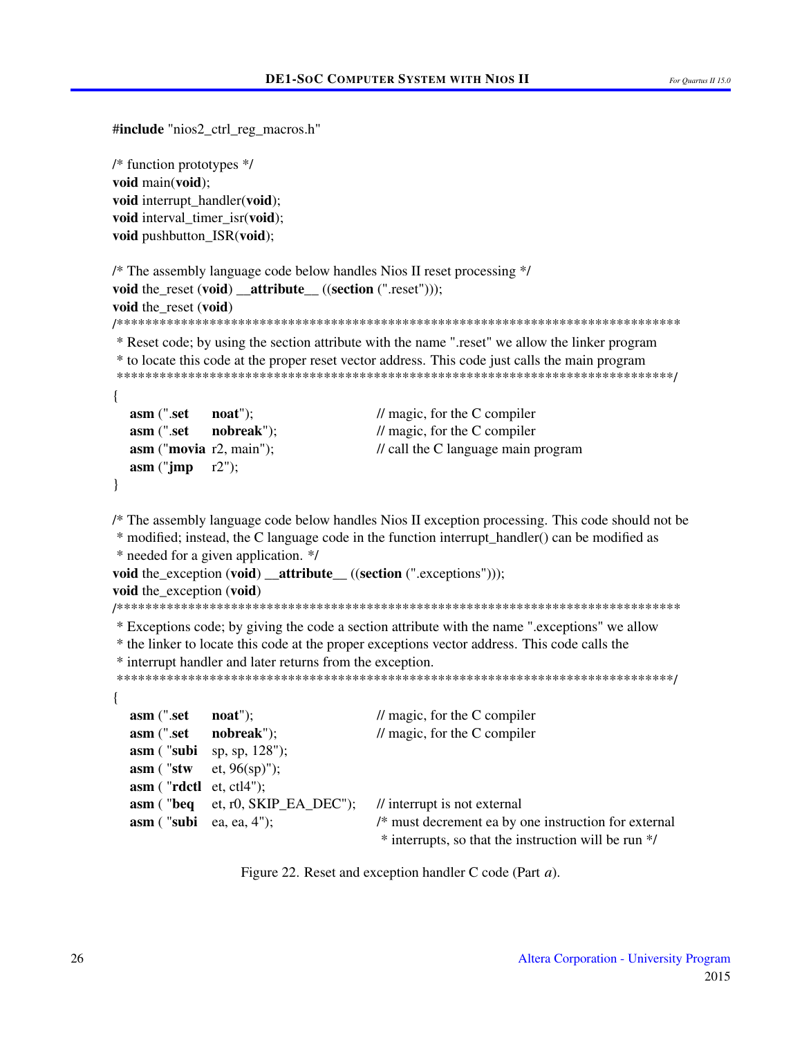```c
#include "nios2_ctrl_reg_macros.h"

/* function prototypes */
void main(void);
void interrupt_handler(void);
void interval_timer_isr(void);
void pushbutton_ISR(void);

/* The assembly language code below handles Nios II reset processing */
void the_reset (void) __attribute__ ((section (".reset")));
void the_reset (void)
/*******************************************************************************
 * Reset code; by using the section attribute with the name ".reset" we allow the linker program
 * to locate this code at the proper reset vector address. This code just calls the main program
 ******************************************************************************/
{
    asm (".set      noat");                 // magic, for the C compiler
    asm (".set      nobreak");              // magic, for the C compiler
    asm ("movia r2, main");                 // call the C language main program
    asm ("jmp       r2");
}

/* The assembly language code below handles Nios II exception processing. This code should not be
 * modified; instead, the C language code in the function interrupt_handler() can be modified as
 * needed for a given application. */
void the_exception (void) __attribute__ ((section (".exceptions")));
void the_exception (void)
/*******************************************************************************
 * Exceptions code; by giving the code a section attribute with the name ".exceptions" we allow
 * the linker to locate this code at the proper exceptions vector address. This code calls the
 * interrupt handler and later returns from the exception.
 ******************************************************************************/
{
    asm (".set      noat");                 // magic, for the C compiler
    asm (".set      nobreak");              // magic, for the C compiler
    asm ( "subi     sp, sp, 128");
    asm ( "stw      et, 96(sp)");
    asm ( "rdctl    et, ctl4");
    asm ( "beq      et, r0, SKIP_EA_DEC");  // interrupt is not external
    asm ( "subi     ea, ea, 4");            /* must decrement ea by one instruction for external
                                             * interrupts, so that the instruction will be run */
```

Figure 22. Reset and exception handler C code (Part *a*).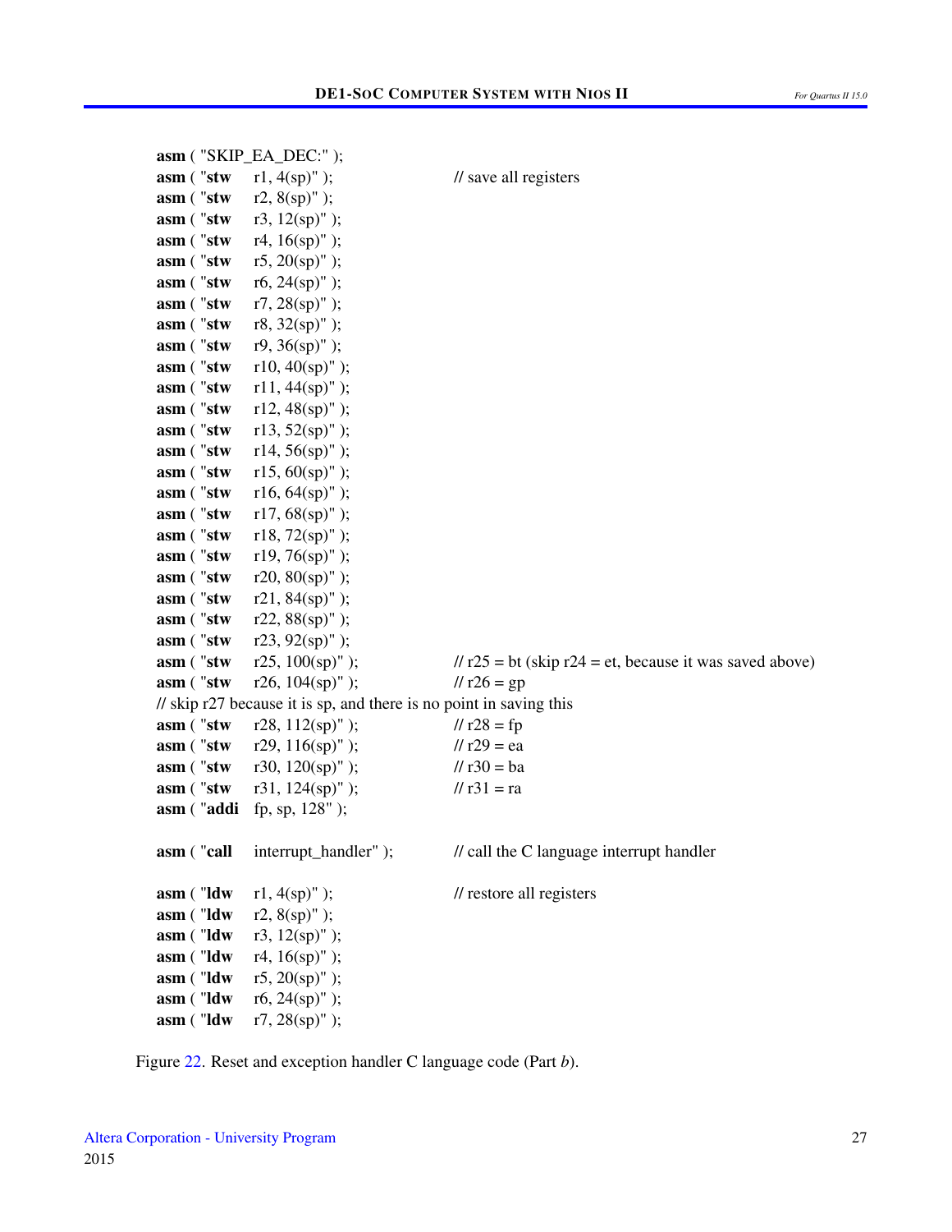```
asm ( "SKIP_EA_DEC:" );
asm ( "stw    r1, 4(sp)" );          // save all registers
asm ( "stw    r2, 8(sp)" );
asm ( "stw    r3, 12(sp)" );
asm ( "stw    r4, 16(sp)" );
asm ( "stw    r5, 20(sp)" );
asm ( "stw    r6, 24(sp)" );
asm ( "stw    r7, 28(sp)" );
asm ( "stw    r8, 32(sp)" );
asm ( "stw    r9, 36(sp)" );
asm ( "stw    r10, 40(sp)" );
asm ( "stw    r11, 44(sp)" );
asm ( "stw    r12, 48(sp)" );
asm ( "stw    r13, 52(sp)" );
asm ( "stw    r14, 56(sp)" );
asm ( "stw    r15, 60(sp)" );
asm ( "stw    r16, 64(sp)" );
asm ( "stw    r17, 68(sp)" );
asm ( "stw    r18, 72(sp)" );
asm ( "stw    r19, 76(sp)" );
asm ( "stw    r20, 80(sp)" );
asm ( "stw    r21, 84(sp)" );
asm ( "stw    r22, 88(sp)" );
asm ( "stw    r23, 92(sp)" );
asm ( "stw    r25, 100(sp)" );        // r25 = bt (skip r24 = et, because it was saved above)
asm ( "stw    r26, 104(sp)" );        // r26 = gp
// skip r27 because it is sp, and there is no point in saving this
asm ( "stw    r28, 112(sp)" );        // r28 = fp
asm ( "stw    r29, 116(sp)" );        // r29 = ea
asm ( "stw    r30, 120(sp)" );        // r30 = ba
asm ( "stw    r31, 124(sp)" );        // r31 = ra
asm ( "addi   fp, sp, 128" );

asm ( "call   interrupt_handler" );   // call the C language interrupt handler

asm ( "ldw    r1, 4(sp)" );           // restore all registers
asm ( "ldw    r2, 8(sp)" );
asm ( "ldw    r3, 12(sp)" );
asm ( "ldw    r4, 16(sp)" );
asm ( "ldw    r5, 20(sp)" );
asm ( "ldw    r6, 24(sp)" );
asm ( "ldw    r7, 28(sp)" );
```

Figure 22. Reset and exception handler C language code (Part *b*).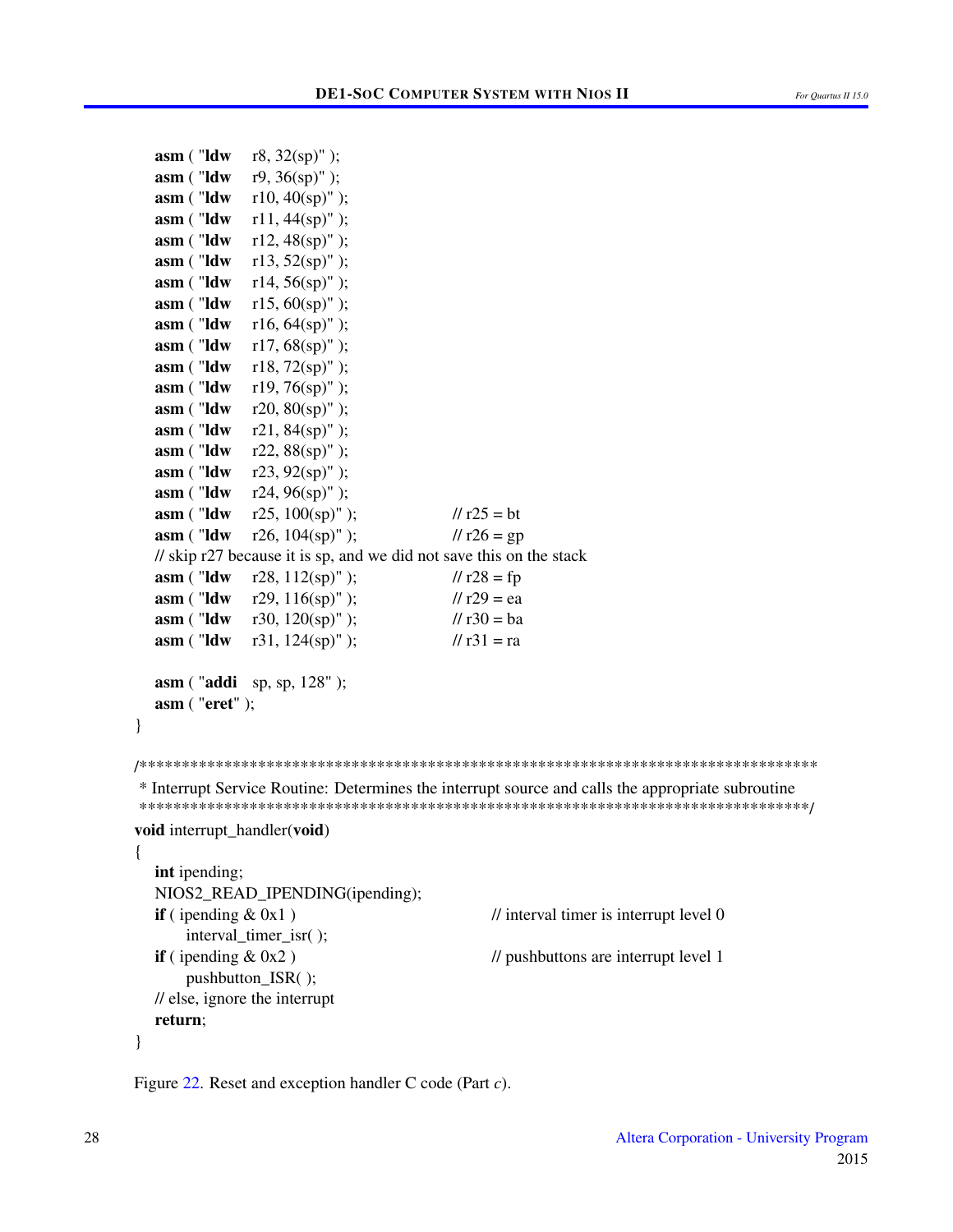```
    asm ( "ldw    r8, 32(sp)" );
    asm ( "ldw    r9, 36(sp)" );
    asm ( "ldw    r10, 40(sp)" );
    asm ( "ldw    r11, 44(sp)" );
    asm ( "ldw    r12, 48(sp)" );
    asm ( "ldw    r13, 52(sp)" );
    asm ( "ldw    r14, 56(sp)" );
    asm ( "ldw    r15, 60(sp)" );
    asm ( "ldw    r16, 64(sp)" );
    asm ( "ldw    r17, 68(sp)" );
    asm ( "ldw    r18, 72(sp)" );
    asm ( "ldw    r19, 76(sp)" );
    asm ( "ldw    r20, 80(sp)" );
    asm ( "ldw    r21, 84(sp)" );
    asm ( "ldw    r22, 88(sp)" );
    asm ( "ldw    r23, 92(sp)" );
    asm ( "ldw    r24, 96(sp)" );
    asm ( "ldw    r25, 100(sp)" );          // r25 = bt
    asm ( "ldw    r26, 104(sp)" );          // r26 = gp
    // skip r27 because it is sp, and we did not save this on the stack
    asm ( "ldw    r28, 112(sp)" );          // r28 = fp
    asm ( "ldw    r29, 116(sp)" );          // r29 = ea
    asm ( "ldw    r30, 120(sp)" );          // r30 = ba
    asm ( "ldw    r31, 124(sp)" );          // r31 = ra

    asm ( "addi   sp, sp, 128" );
    asm ( "eret" );
}

/**********************************************************************************
 * Interrupt Service Routine: Determines the interrupt source and calls the appropriate subroutine
 *********************************************************************************/
void interrupt_handler(void)
{
    int ipending;
    NIOS2_READ_IPENDING(ipending);
    if ( ipending & 0x1 )                   // interval timer is interrupt level 0
        interval_timer_isr( );
    if ( ipending & 0x2 )                   // pushbuttons are interrupt level 1
        pushbutton_ISR( );
    // else, ignore the interrupt
    return;
}
```

Figure 22. Reset and exception handler C code (Part *c*).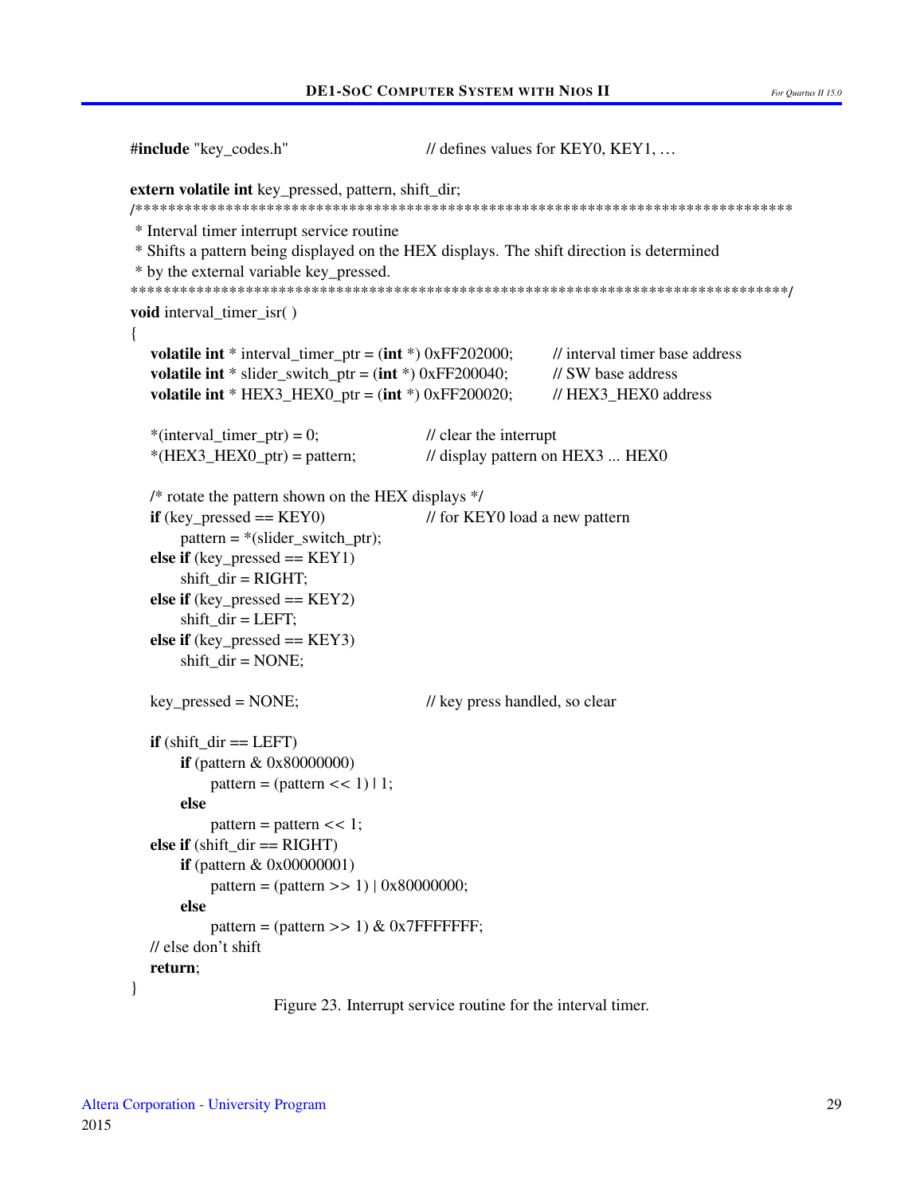```c
#include "key_codes.h"                  // defines values for KEY0, KEY1, …

extern volatile int key_pressed, pattern, shift_dir;
/*******************************************************************************
 * Interval timer interrupt service routine
 * Shifts a pattern being displayed on the HEX displays. The shift direction is determined
 * by the external variable key_pressed.
*******************************************************************************/
void interval_timer_isr( )
{
    volatile int * interval_timer_ptr = (int *) 0xFF202000;     // interval timer base address
    volatile int * slider_switch_ptr = (int *) 0xFF200040;      // SW base address
    volatile int * HEX3_HEX0_ptr = (int *) 0xFF200020;          // HEX3_HEX0 address

    *(interval_timer_ptr) = 0;                  // clear the interrupt
    *(HEX3_HEX0_ptr) = pattern;                 // display pattern on HEX3 ... HEX0

    /* rotate the pattern shown on the HEX displays */
    if (key_pressed == KEY0)                    // for KEY0 load a new pattern
        pattern = *(slider_switch_ptr);
    else if (key_pressed == KEY1)
        shift_dir = RIGHT;
    else if (key_pressed == KEY2)
        shift_dir = LEFT;
    else if (key_pressed == KEY3)
        shift_dir = NONE;

    key_pressed = NONE;                         // key press handled, so clear

    if (shift_dir == LEFT)
        if (pattern & 0x80000000)
            pattern = (pattern << 1) | 1;
        else
            pattern = pattern << 1;
    else if (shift_dir == RIGHT)
        if (pattern & 0x00000001)
            pattern = (pattern >> 1) | 0x80000000;
        else
            pattern = (pattern >> 1) & 0x7FFFFFFF;
    // else don't shift
    return;
}
```

Figure 23. Interrupt service routine for the interval timer.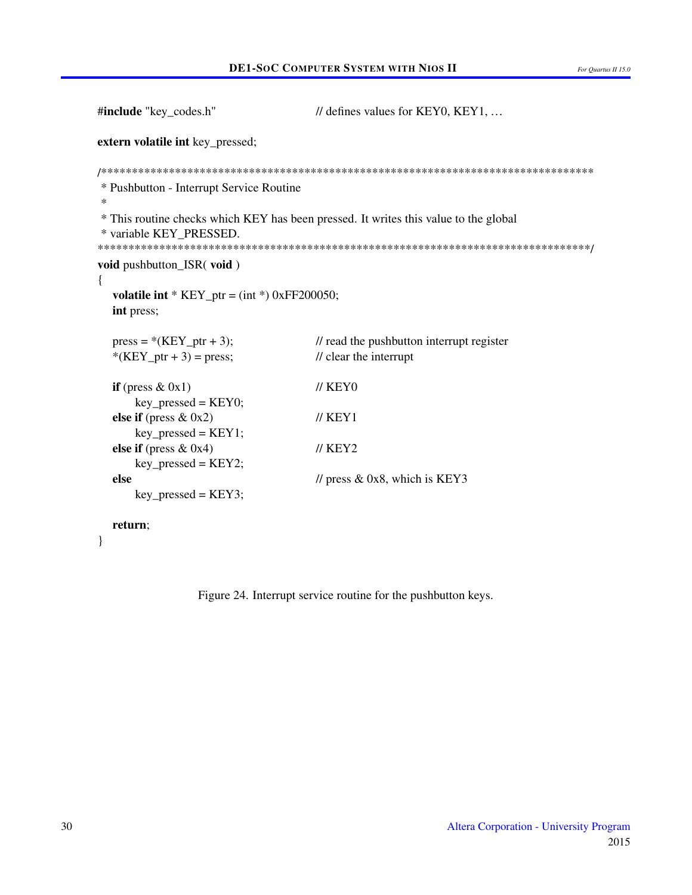```c
#include "key_codes.h"                  // defines values for KEY0, KEY1, …

extern volatile int key_pressed;

/*******************************************************************************
 * Pushbutton - Interrupt Service Routine
 *
 * This routine checks which KEY has been pressed. It writes this value to the global
 * variable KEY_PRESSED.
 ******************************************************************************/
void pushbutton_ISR( void )
{
    volatile int * KEY_ptr = (int *) 0xFF200050;
    int press;

    press = *(KEY_ptr + 3);             // read the pushbutton interrupt register
    *(KEY_ptr + 3) = press;             // clear the interrupt

    if (press & 0x1)                    // KEY0
        key_pressed = KEY0;
    else if (press & 0x2)               // KEY1
        key_pressed = KEY1;
    else if (press & 0x4)               // KEY2
        key_pressed = KEY2;
    else                                // press & 0x8, which is KEY3
        key_pressed = KEY3;

    return;
}
```

Figure 24. Interrupt service routine for the pushbutton keys.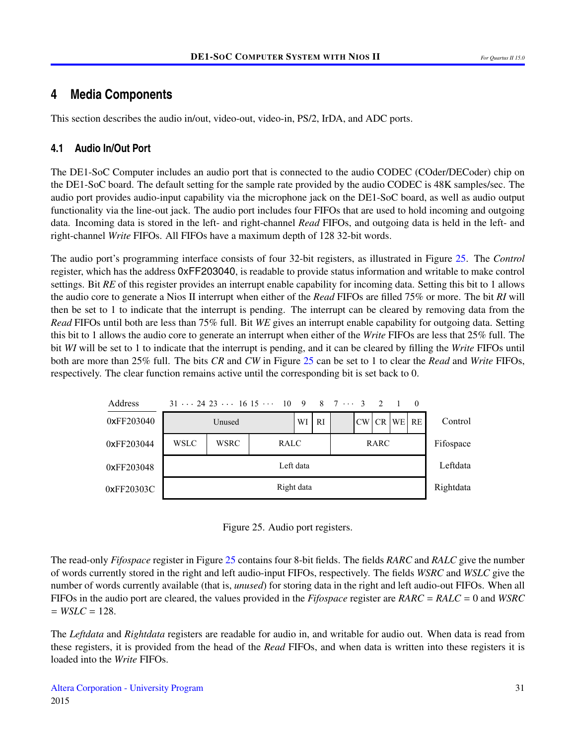## 4 Media Components

This section describes the audio in/out, video-out, video-in, PS/2, IrDA, and ADC ports.

### 4.1 Audio In/Out Port

The DE1-SoC Computer includes an audio port that is connected to the audio CODEC (COder/DECoder) chip on the DE1-SoC board. The default setting for the sample rate provided by the audio CODEC is 48K samples/sec. The audio port provides audio-input capability via the microphone jack on the DE1-SoC board, as well as audio output functionality via the line-out jack. The audio port includes four FIFOs that are used to hold incoming and outgoing data. Incoming data is stored in the left- and right-channel *Read* FIFOs, and outgoing data is held in the left- and right-channel *Write* FIFOs. All FIFOs have a maximum depth of 128 32-bit words.

The audio port's programming interface consists of four 32-bit registers, as illustrated in Figure 25. The *Control* register, which has the address 0xFF203040, is readable to provide status information and writable to make control settings. Bit *RE* of this register provides an interrupt enable capability for incoming data. Setting this bit to 1 allows the audio core to generate a Nios II interrupt when either of the *Read* FIFOs are filled 75% or more. The bit *RI* will then be set to 1 to indicate that the interrupt is pending. The interrupt can be cleared by removing data from the *Read* FIFOs until both are less than 75% full. Bit *WE* gives an interrupt enable capability for outgoing data. Setting this bit to 1 allows the audio core to generate an interrupt when either of the *Write* FIFOs are less that 25% full. The bit *WI* will be set to 1 to indicate that the interrupt is pending, and it can be cleared by filling the *Write* FIFOs until both are more than 25% full. The bits *CR* and *CW* in Figure 25 can be set to 1 to clear the *Read* and *Write* FIFOs, respectively. The clear function remains active until the corresponding bit is set back to 0.

| Address | 31 ··· 24 | 23 ··· 16 | 15 ··· 10 | 9 | 8 | 7 ··· 3 | 2 | 1 | 0 | |
|---|---|---|---|---|---|---|---|---|---|---|
| 0xFF203040 | Unused | | | WI | RI | | CW | CR | WE | RE | Control |
| 0xFF203044 | WSLC | WSRC | RALC | | | RARC | | | | Fifospace |
| 0xFF203048 | Left data | | | | | | | | | Leftdata |
| 0xFF20303C | Right data | | | | | | | | | Rightdata |

Figure 25. Audio port registers.

The read-only *Fifospace* register in Figure 25 contains four 8-bit fields. The fields *RARC* and *RALC* give the number of words currently stored in the right and left audio-input FIFOs, respectively. The fields *WSRC* and *WSLC* give the number of words currently available (that is, *unused*) for storing data in the right and left audio-out FIFOs. When all FIFOs in the audio port are cleared, the values provided in the *Fifospace* register are *RARC* = *RALC* = 0 and *WSRC* = *WSLC* = 128.

The *Leftdata* and *Rightdata* registers are readable for audio in, and writable for audio out. When data is read from these registers, it is provided from the head of the *Read* FIFOs, and when data is written into these registers it is loaded into the *Write* FIFOs.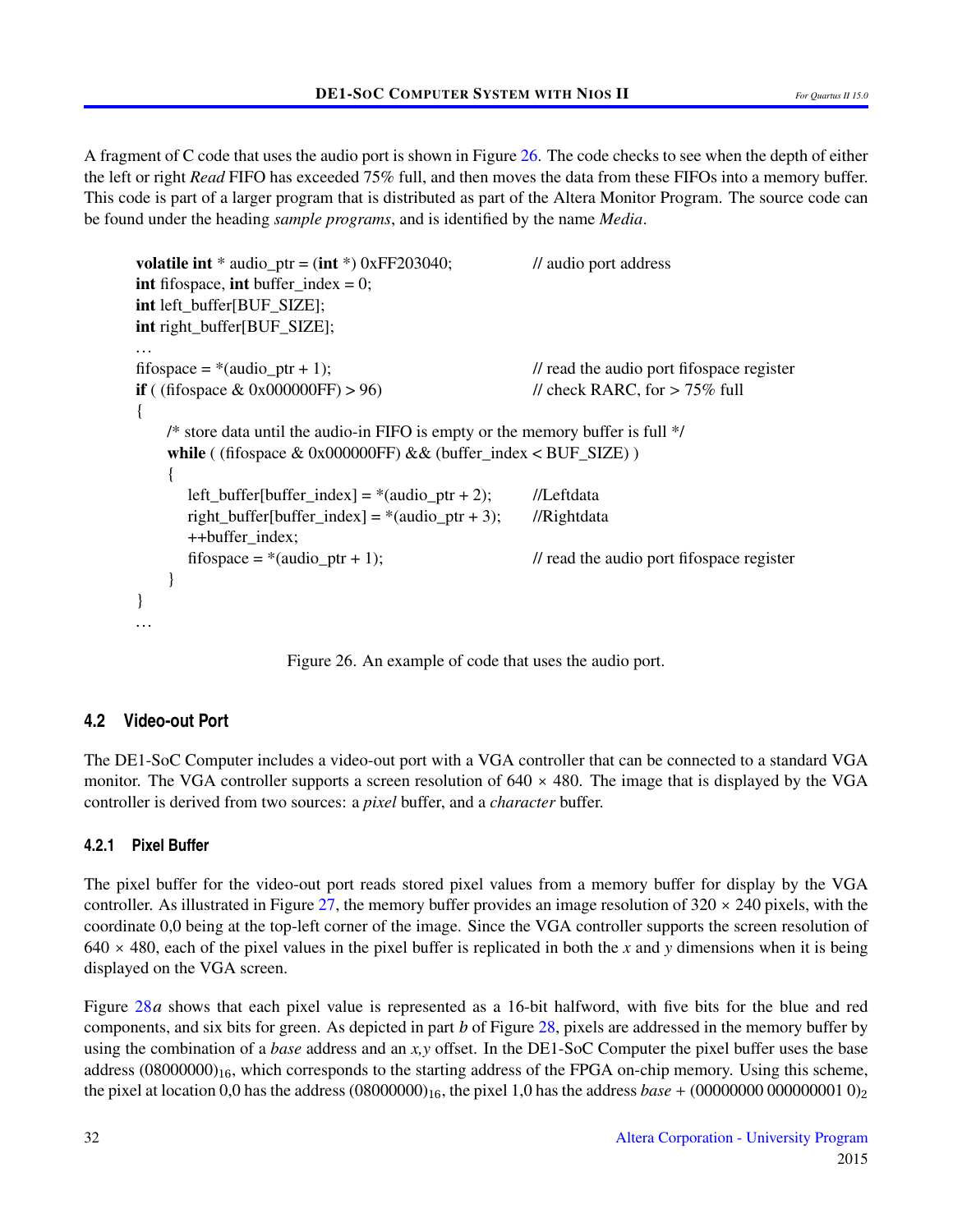A fragment of C code that uses the audio port is shown in Figure 26. The code checks to see when the depth of either the left or right *Read* FIFO has exceeded 75% full, and then moves the data from these FIFOs into a memory buffer. This code is part of a larger program that is distributed as part of the Altera Monitor Program. The source code can be found under the heading *sample programs*, and is identified by the name *Media*.

```
volatile int * audio_ptr = (int *) 0xFF203040;          // audio port address
int fifospace, int buffer_index = 0;
int left_buffer[BUF_SIZE];
int right_buffer[BUF_SIZE];
...
fifospace = *(audio_ptr + 1);                            // read the audio port fifospace register
if ( (fifospace & 0x000000FF) > 96)                      // check RARC, for > 75% full
{
    /* store data until the audio-in FIFO is empty or the memory buffer is full */
    while ( (fifospace & 0x000000FF) && (buffer_index < BUF_SIZE) )
    {
        left_buffer[buffer_index] = *(audio_ptr + 2);    //Leftdata
        right_buffer[buffer_index] = *(audio_ptr + 3);   //Rightdata
        ++buffer_index;
        fifospace = *(audio_ptr + 1);                    // read the audio port fifospace register
    }
}
...
```

Figure 26. An example of code that uses the audio port.

## 4.2 Video-out Port

The DE1-SoC Computer includes a video-out port with a VGA controller that can be connected to a standard VGA monitor. The VGA controller supports a screen resolution of 640 × 480. The image that is displayed by the VGA controller is derived from two sources: a *pixel* buffer, and a *character* buffer.

### 4.2.1 Pixel Buffer

The pixel buffer for the video-out port reads stored pixel values from a memory buffer for display by the VGA controller. As illustrated in Figure 27, the memory buffer provides an image resolution of 320 × 240 pixels, with the coordinate 0,0 being at the top-left corner of the image. Since the VGA controller supports the screen resolution of 640 × 480, each of the pixel values in the pixel buffer is replicated in both the *x* and *y* dimensions when it is being displayed on the VGA screen.

Figure 28*a* shows that each pixel value is represented as a 16-bit halfword, with five bits for the blue and red components, and six bits for green. As depicted in part *b* of Figure 28, pixels are addressed in the memory buffer by using the combination of a *base* address and an *x,y* offset. In the DE1-SoC Computer the pixel buffer uses the base address $(08000000)_{16}$, which corresponds to the starting address of the FPGA on-chip memory. Using this scheme, the pixel at location 0,0 has the address $(08000000)_{16}$, the pixel 1,0 has the address *base* + $(00000000\ 000000001\ 0)_2$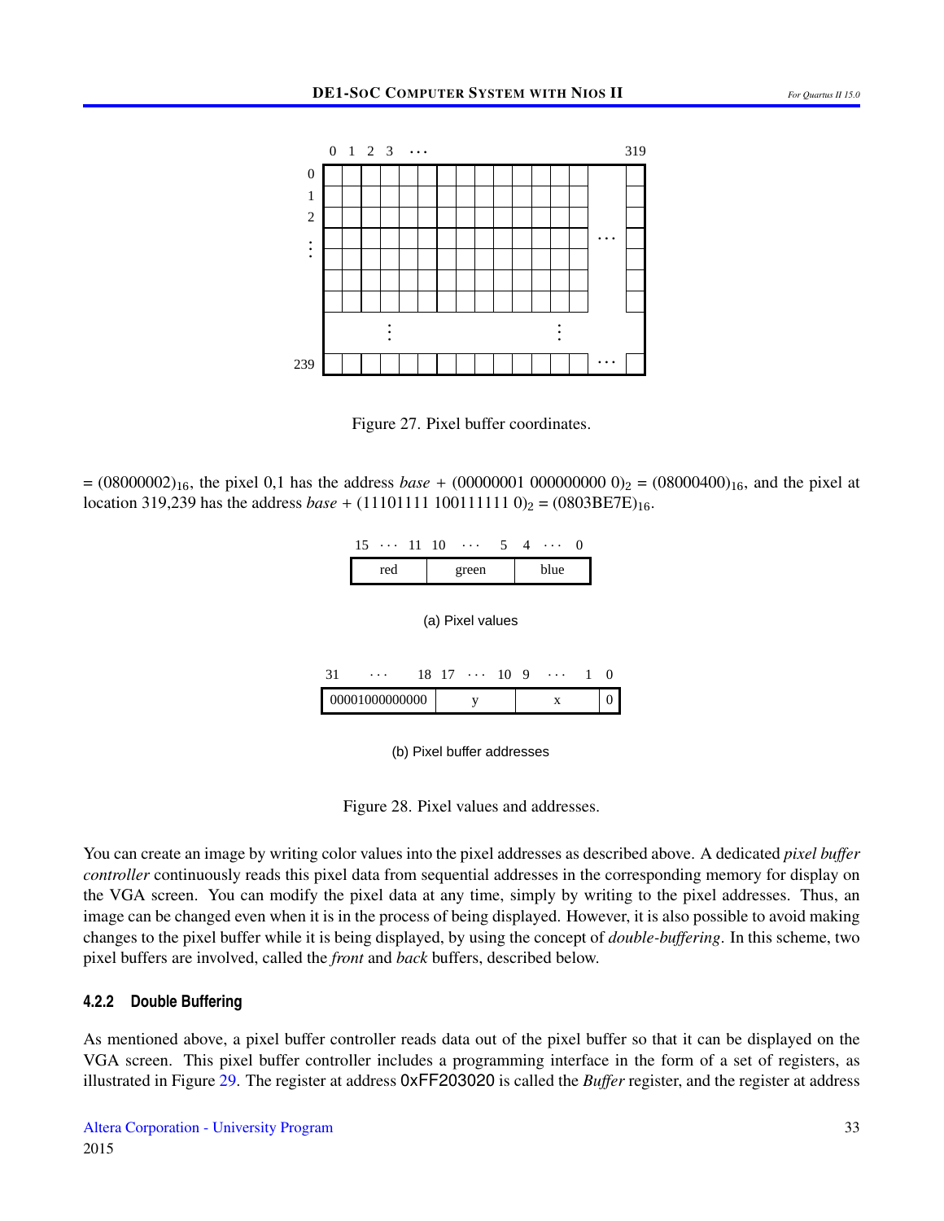Figure 27. Pixel buffer coordinates.

= $(08000002)_{16}$, the pixel 0,1 has the address *base* + $(00000001\ 000000000\ 0)_2$ = $(08000400)_{16}$, and the pixel at location 319,239 has the address *base* + $(11101111\ 100111111\ 0)_2$ = $(0803BE7E)_{16}$.

| 15 ··· 11 | 10 ··· 5 | 4 ··· 0 |
|---|---|---|
| red | green | blue |

(a) Pixel values

| 31 ··· 18 | 17 ··· 10 | 9 ··· 1 | 0 |
|---|---|---|---|
| 00001000000000 | y | x | 0 |

(b) Pixel buffer addresses

Figure 28. Pixel values and addresses.

You can create an image by writing color values into the pixel addresses as described above. A dedicated *pixel buffer controller* continuously reads this pixel data from sequential addresses in the corresponding memory for display on the VGA screen. You can modify the pixel data at any time, simply by writing to the pixel addresses. Thus, an image can be changed even when it is in the process of being displayed. However, it is also possible to avoid making changes to the pixel buffer while it is being displayed, by using the concept of *double-buffering*. In this scheme, two pixel buffers are involved, called the *front* and *back* buffers, described below.

### 4.2.2 Double Buffering

As mentioned above, a pixel buffer controller reads data out of the pixel buffer so that it can be displayed on the VGA screen. This pixel buffer controller includes a programming interface in the form of a set of registers, as illustrated in Figure 29. The register at address 0xFF203020 is called the *Buffer* register, and the register at address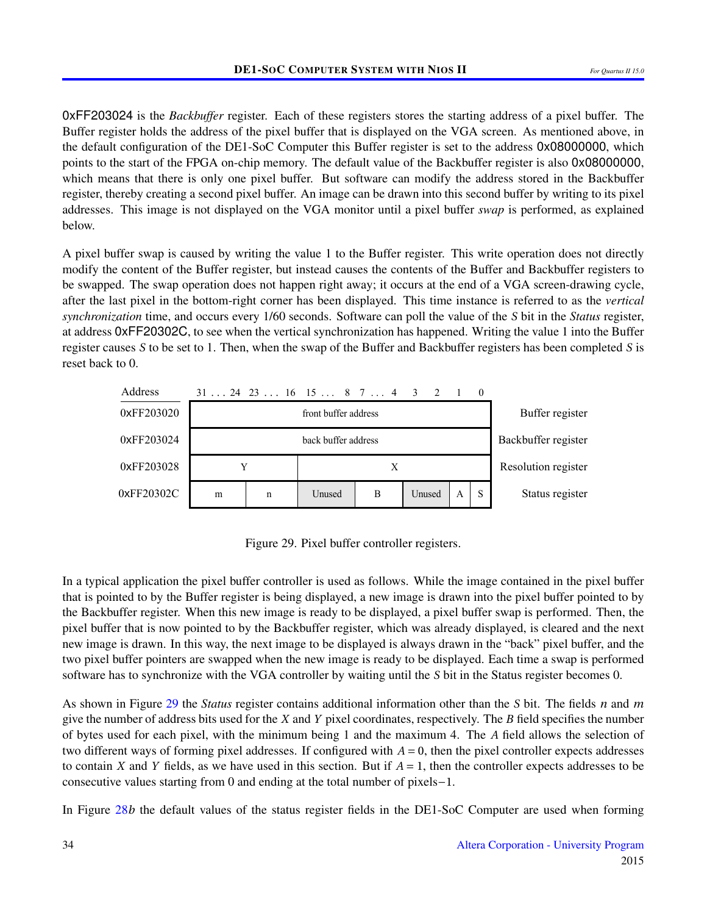0xFF203024 is the *Backbuffer* register. Each of these registers stores the starting address of a pixel buffer. The Buffer register holds the address of the pixel buffer that is displayed on the VGA screen. As mentioned above, in the default configuration of the DE1-SoC Computer this Buffer register is set to the address 0x08000000, which points to the start of the FPGA on-chip memory. The default value of the Backbuffer register is also 0x08000000, which means that there is only one pixel buffer. But software can modify the address stored in the Backbuffer register, thereby creating a second pixel buffer. An image can be drawn into this second buffer by writing to its pixel addresses. This image is not displayed on the VGA monitor until a pixel buffer *swap* is performed, as explained below.

A pixel buffer swap is caused by writing the value 1 to the Buffer register. This write operation does not directly modify the content of the Buffer register, but instead causes the contents of the Buffer and Backbuffer registers to be swapped. The swap operation does not happen right away; it occurs at the end of a VGA screen-drawing cycle, after the last pixel in the bottom-right corner has been displayed. This time instance is referred to as the *vertical synchronization* time, and occurs every 1/60 seconds. Software can poll the value of the *S* bit in the *Status* register, at address 0xFF20302C, to see when the vertical synchronization has happened. Writing the value 1 into the Buffer register causes *S* to be set to 1. Then, when the swap of the Buffer and Backbuffer registers has been completed *S* is reset back to 0.

| Address | 31 ... 24 | 23 ... 16 | 15 ... 8 | 7 ... 4 | 3 | 2 | 1 | 0 | |
|---|---|---|---|---|---|---|---|---|---|
| 0xFF203020 | front buffer address | | | | | | | | Buffer register |
| 0xFF203024 | back buffer address | | | | | | | | Backbuffer register |
| 0xFF203028 | Y | | X | | | | | | Resolution register |
| 0xFF20302C | m | n | Unused | B | Unused | | A | S | Status register |

Figure 29. Pixel buffer controller registers.

In a typical application the pixel buffer controller is used as follows. While the image contained in the pixel buffer that is pointed to by the Buffer register is being displayed, a new image is drawn into the pixel buffer pointed to by the Backbuffer register. When this new image is ready to be displayed, a pixel buffer swap is performed. Then, the pixel buffer that is now pointed to by the Backbuffer register, which was already displayed, is cleared and the next new image is drawn. In this way, the next image to be displayed is always drawn in the "back" pixel buffer, and the two pixel buffer pointers are swapped when the new image is ready to be displayed. Each time a swap is performed software has to synchronize with the VGA controller by waiting until the *S* bit in the Status register becomes 0.

As shown in Figure 29 the *Status* register contains additional information other than the *S* bit. The fields *n* and *m* give the number of address bits used for the *X* and *Y* pixel coordinates, respectively. The *B* field specifies the number of bytes used for each pixel, with the minimum being 1 and the maximum 4. The *A* field allows the selection of two different ways of forming pixel addresses. If configured with $A = 0$, then the pixel controller expects addresses to contain *X* and *Y* fields, as we have used in this section. But if $A = 1$, then the controller expects addresses to be consecutive values starting from 0 and ending at the total number of pixels−1.

In Figure 28*b* the default values of the status register fields in the DE1-SoC Computer are used when forming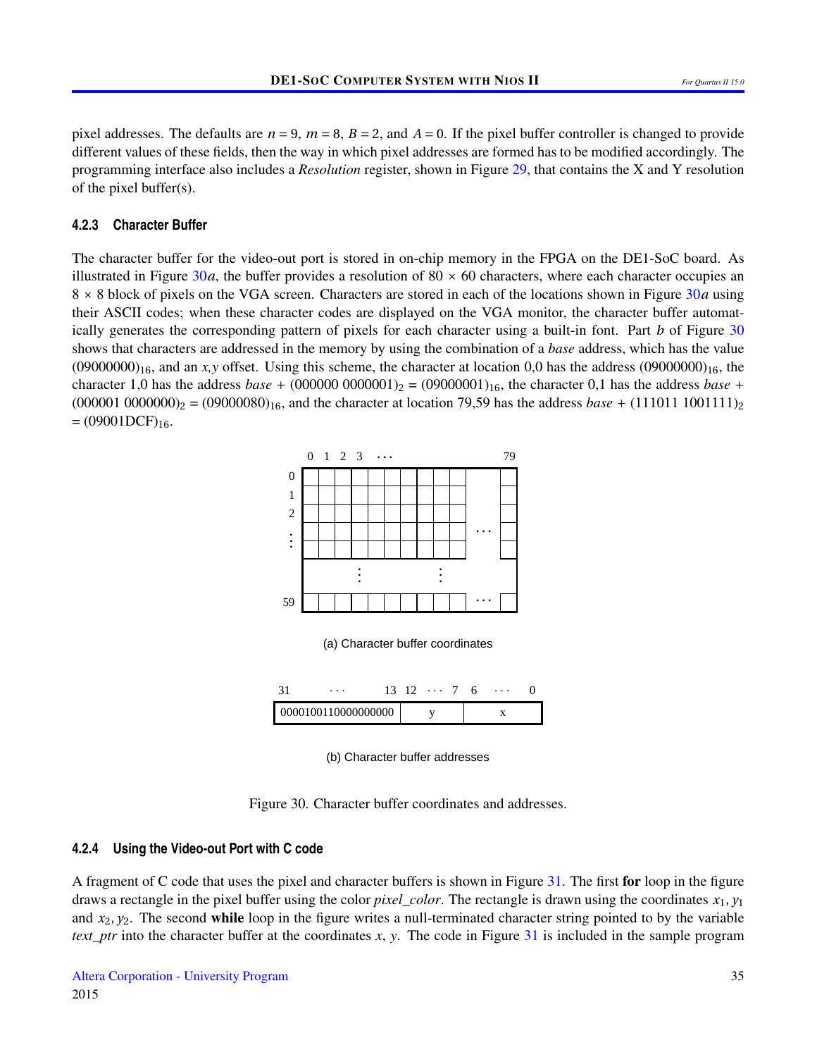pixel addresses. The defaults are $n = 9$, $m = 8$, $B = 2$, and $A = 0$. If the pixel buffer controller is changed to provide different values of these fields, then the way in which pixel addresses are formed has to be modified accordingly. The programming interface also includes a *Resolution* register, shown in Figure 29, that contains the X and Y resolution of the pixel buffer(s).

### 4.2.3 Character Buffer

The character buffer for the video-out port is stored in on-chip memory in the FPGA on the DE1-SoC board. As illustrated in Figure 30*a*, the buffer provides a resolution of 80 × 60 characters, where each character occupies an 8 × 8 block of pixels on the VGA screen. Characters are stored in each of the locations shown in Figure 30*a* using their ASCII codes; when these character codes are displayed on the VGA monitor, the character buffer automatically generates the corresponding pattern of pixels for each character using a built-in font. Part *b* of Figure 30 shows that characters are addressed in the memory by using the combination of a *base* address, which has the value $(09000000)_{16}$, and an *x,y* offset. Using this scheme, the character at location 0,0 has the address $(09000000)_{16}$, the character 1,0 has the address *base* + $(000000\ 0000001)_2$ = $(09000001)_{16}$, the character 0,1 has the address *base* + $(000001\ 0000000)_2$ = $(09000080)_{16}$, and the character at location 79,59 has the address *base* + $(111011\ 1001111)_2$ = $(09001DCF)_{16}$.

(a) Character buffer coordinates

| 31 ... 13 | 12 ... 7 | 6 ... 0 |
|---|---|---|
| 0000100110000000000 | y | x |

(b) Character buffer addresses

Figure 30. Character buffer coordinates and addresses.

### 4.2.4 Using the Video-out Port with C code

A fragment of C code that uses the pixel and character buffers is shown in Figure 31. The first **for** loop in the figure draws a rectangle in the pixel buffer using the color *pixel_color*. The rectangle is drawn using the coordinates $x_1, y_1$ and $x_2, y_2$. The second **while** loop in the figure writes a null-terminated character string pointed to by the variable *text_ptr* into the character buffer at the coordinates $x$, $y$. The code in Figure 31 is included in the sample program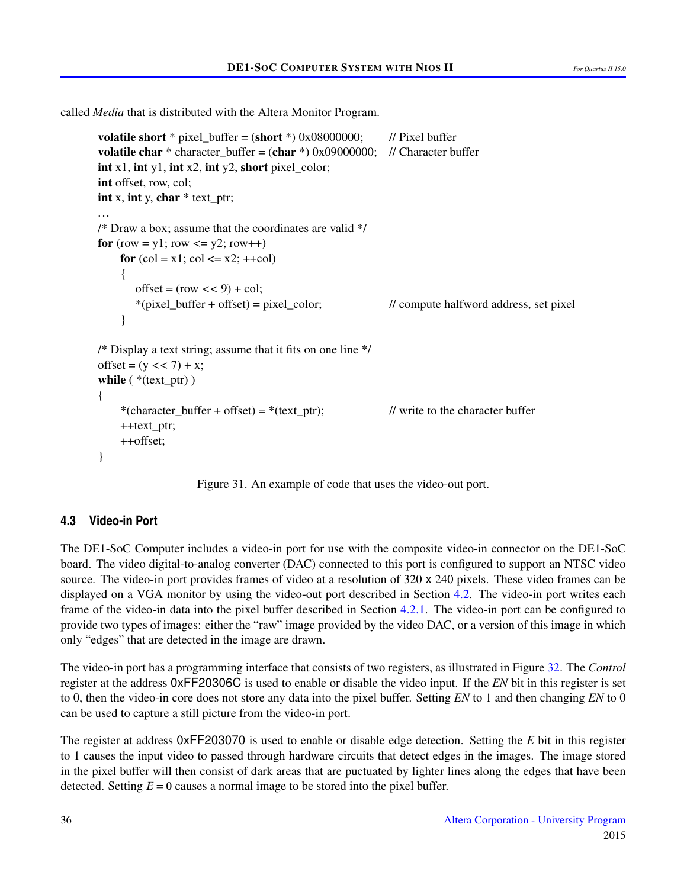called *Media* that is distributed with the Altera Monitor Program.

```
volatile short * pixel_buffer = (short *) 0x08000000;     // Pixel buffer
volatile char * character_buffer = (char *) 0x09000000;   // Character buffer
int x1, int y1, int x2, int y2, short pixel_color;
int offset, row, col;
int x, int y, char * text_ptr;
…
/* Draw a box; assume that the coordinates are valid */
for (row = y1; row <= y2; row++)
    for (col = x1; col <= x2; ++col)
    {
        offset = (row << 9) + col;
        *(pixel_buffer + offset) = pixel_color;            // compute halfword address, set pixel
    }

/* Display a text string; assume that it fits on one line */
offset = (y << 7) + x;
while ( *(text_ptr) )
{
    *(character_buffer + offset) = *(text_ptr);            // write to the character buffer
    ++text_ptr;
    ++offset;
}
```

Figure 31. An example of code that uses the video-out port.

### 4.3 Video-in Port

The DE1-SoC Computer includes a video-in port for use with the composite video-in connector on the DE1-SoC board. The video digital-to-analog converter (DAC) connected to this port is configured to support an NTSC video source. The video-in port provides frames of video at a resolution of 320 x 240 pixels. These video frames can be displayed on a VGA monitor by using the video-out port described in Section 4.2. The video-in port writes each frame of the video-in data into the pixel buffer described in Section 4.2.1. The video-in port can be configured to provide two types of images: either the "raw" image provided by the video DAC, or a version of this image in which only "edges" that are detected in the image are drawn.

The video-in port has a programming interface that consists of two registers, as illustrated in Figure 32. The *Control* register at the address 0xFF20306C is used to enable or disable the video input. If the *EN* bit in this register is set to 0, then the video-in core does not store any data into the pixel buffer. Setting *EN* to 1 and then changing *EN* to 0 can be used to capture a still picture from the video-in port.

The register at address 0xFF203070 is used to enable or disable edge detection. Setting the *E* bit in this register to 1 causes the input video to passed through hardware circuits that detect edges in the images. The image stored in the pixel buffer will then consist of dark areas that are pcutuated by lighter lines along the edges that have been detected. Setting *E* = 0 causes a normal image to be stored into the pixel buffer.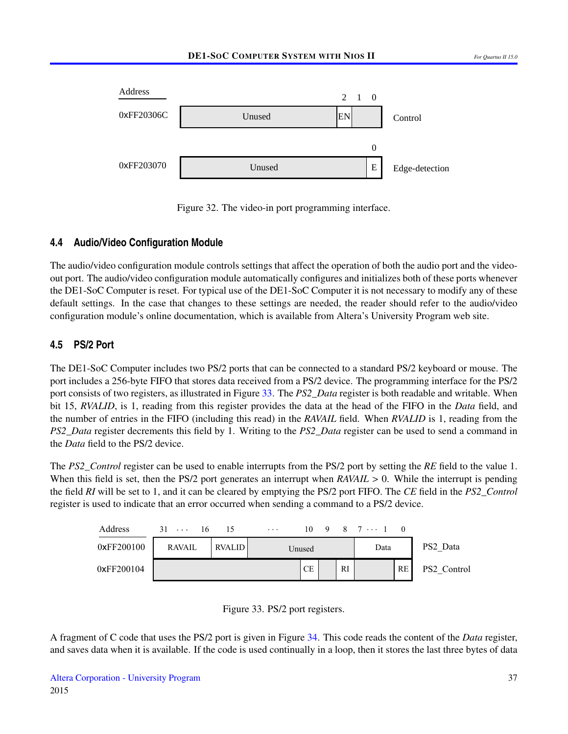| Address | | 2 | 1 | 0 | |
|---|---|---|---|---|---|
| 0xFF20306C | Unused | EN | | | Control |

| Address | | 0 | |
|---|---|---|---|
| 0xFF203070 | Unused | E | Edge-detection |

Figure 32. The video-in port programming interface.

### 4.4 Audio/Video Configuration Module

The audio/video configuration module controls settings that affect the operation of both the audio port and the video-out port. The audio/video configuration module automatically configures and initializes both of these ports whenever the DE1-SoC Computer is reset. For typical use of the DE1-SoC Computer it is not necessary to modify any of these default settings. In the case that changes to these settings are needed, the reader should refer to the audio/video configuration module's online documentation, which is available from Altera's University Program web site.

### 4.5 PS/2 Port

The DE1-SoC Computer includes two PS/2 ports that can be connected to a standard PS/2 keyboard or mouse. The port includes a 256-byte FIFO that stores data received from a PS/2 device. The programming interface for the PS/2 port consists of two registers, as illustrated in Figure 33. The *PS2_Data* register is both readable and writable. When bit 15, *RVALID*, is 1, reading from this register provides the data at the head of the FIFO in the *Data* field, and the number of entries in the FIFO (including this read) in the *RAVAIL* field. When *RVALID* is 1, reading from the *PS2_Data* register decrements this field by 1. Writing to the *PS2_Data* register can be used to send a command in the *Data* field to the PS/2 device.

The *PS2_Control* register can be used to enable interrupts from the PS/2 port by setting the *RE* field to the value 1. When this field is set, then the PS/2 port generates an interrupt when *RAVAIL* > 0. While the interrupt is pending the field *RI* will be set to 1, and it can be cleared by emptying the PS/2 port FIFO. The *CE* field in the *PS2_Control* register is used to indicate that an error occurred when sending a command to a PS/2 device.

| Address | 31 ··· 16 | 15 | ··· | 10 | 9 | 8 | 7 ··· 1 | 0 | |
|---|---|---|---|---|---|---|---|---|---|
| 0xFF200100 | RAVAIL | RVALID | Unused | | | | Data | | PS2_Data |
| 0xFF200104 | | | | CE | | RI | | RE | PS2_Control |

Figure 33. PS/2 port registers.

A fragment of C code that uses the PS/2 port is given in Figure 34. This code reads the content of the *Data* register, and saves data when it is available. If the code is used continually in a loop, then it stores the last three bytes of data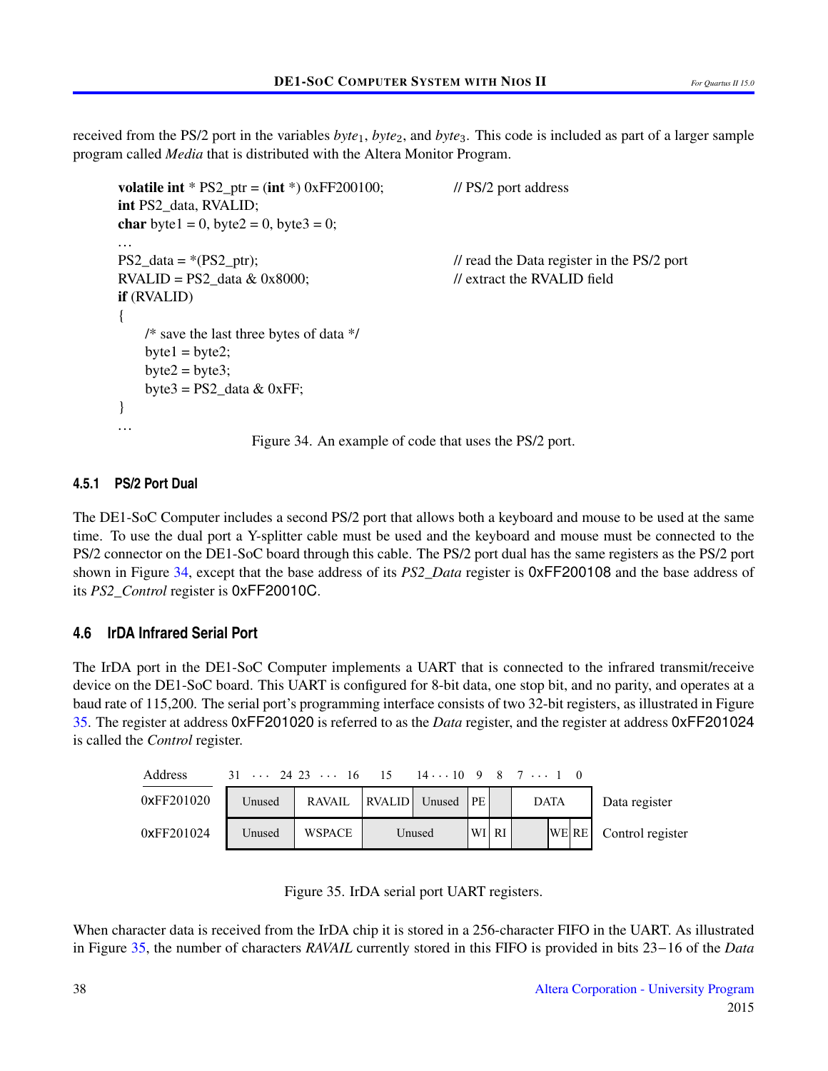received from the PS/2 port in the variables $byte_1$, $byte_2$, and $byte_3$. This code is included as part of a larger sample program called *Media* that is distributed with the Altera Monitor Program.

```
volatile int * PS2_ptr = (int *) 0xFF200100;          // PS/2 port address
int PS2_data, RVALID;
char byte1 = 0, byte2 = 0, byte3 = 0;
...
PS2_data = *(PS2_ptr);                                // read the Data register in the PS/2 port
RVALID = PS2_data & 0x8000;                           // extract the RVALID field
if (RVALID)
{
    /* save the last three bytes of data */
    byte1 = byte2;
    byte2 = byte3;
    byte3 = PS2_data & 0xFF;
}
...
```

Figure 34. An example of code that uses the PS/2 port.

### 4.5.1 PS/2 Port Dual

The DE1-SoC Computer includes a second PS/2 port that allows both a keyboard and mouse to be used at the same time. To use the dual port a Y-splitter cable must be used and the keyboard and mouse must be connected to the PS/2 connector on the DE1-SoC board through this cable. The PS/2 port dual has the same registers as the PS/2 port shown in Figure 34, except that the base address of its *PS2_Data* register is 0xFF200108 and the base address of its *PS2_Control* register is 0xFF20010C.

## 4.6 IrDA Infrared Serial Port

The IrDA port in the DE1-SoC Computer implements a UART that is connected to the infrared transmit/receive device on the DE1-SoC board. This UART is configured for 8-bit data, one stop bit, and no parity, and operates at a baud rate of 115,200. The serial port's programming interface consists of two 32-bit registers, as illustrated in Figure 35. The register at address 0xFF201020 is referred to as the *Data* register, and the register at address 0xFF201024 is called the *Control* register.

| Address | 31 ··· 24 | 23 ··· 16 | 15 | 14 ··· 10 | 9 | 8 | 7 ··· 1 | 0 | |
|---|---|---|---|---|---|---|---|---|---|
| 0xFF201020 | Unused | RAVAIL | RVALID | Unused | PE | | DATA | | Data register |
| 0xFF201024 | Unused | WSPACE | Unused | | WI | RI | | WE, RE | Control register |

Figure 35. IrDA serial port UART registers.

When character data is received from the IrDA chip it is stored in a 256-character FIFO in the UART. As illustrated in Figure 35, the number of characters *RAVAIL* currently stored in this FIFO is provided in bits 23−16 of the *Data*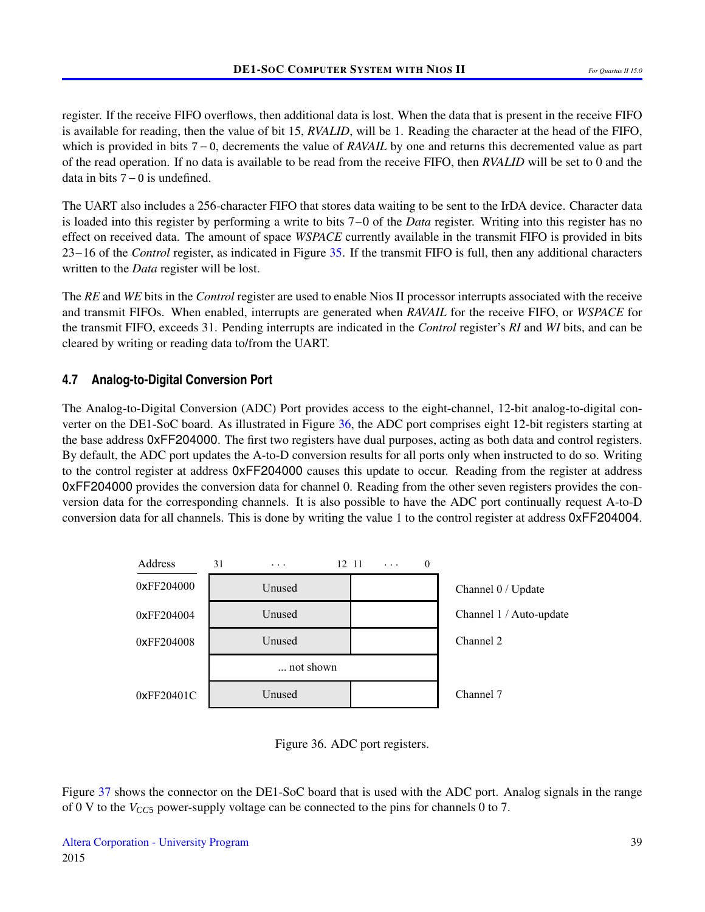register. If the receive FIFO overflows, then additional data is lost. When the data that is present in the receive FIFO is available for reading, then the value of bit 15, *RVALID*, will be 1. Reading the character at the head of the FIFO, which is provided in bits 7 − 0, decrements the value of *RAVAIL* by one and returns this decremented value as part of the read operation. If no data is available to be read from the receive FIFO, then *RVALID* will be set to 0 and the data in bits 7 − 0 is undefined.

The UART also includes a 256-character FIFO that stores data waiting to be sent to the IrDA device. Character data is loaded into this register by performing a write to bits 7−0 of the *Data* register. Writing into this register has no effect on received data. The amount of space *WSPACE* currently available in the transmit FIFO is provided in bits 23−16 of the *Control* register, as indicated in Figure 35. If the transmit FIFO is full, then any additional characters written to the *Data* register will be lost.

The *RE* and *WE* bits in the *Control* register are used to enable Nios II processor interrupts associated with the receive and transmit FIFOs. When enabled, interrupts are generated when *RAVAIL* for the receive FIFO, or *WSPACE* for the transmit FIFO, exceeds 31. Pending interrupts are indicated in the *Control* register's *RI* and *WI* bits, and can be cleared by writing or reading data to/from the UART.

### 4.7 Analog-to-Digital Conversion Port

The Analog-to-Digital Conversion (ADC) Port provides access to the eight-channel, 12-bit analog-to-digital converter on the DE1-SoC board. As illustrated in Figure 36, the ADC port comprises eight 12-bit registers starting at the base address 0xFF204000. The first two registers have dual purposes, acting as both data and control registers. By default, the ADC port updates the A-to-D conversion results for all ports only when instructed to do so. Writing to the control register at address 0xFF204000 causes this update to occur. Reading from the register at address 0xFF204000 provides the conversion data for channel 0. Reading from the other seven registers provides the conversion data for the corresponding channels. It is also possible to have the ADC port continually request A-to-D conversion data for all channels. This is done by writing the value 1 to the control register at address 0xFF204004.

| Address | 31 … 12 | 11 … 0 | |
|---|---|---|---|
| 0xFF204000 | Unused | | Channel 0 / Update |
| 0xFF204004 | Unused | | Channel 1 / Auto-update |
| 0xFF204008 | Unused | | Channel 2 |
| | ... not shown | | |
| 0xFF20401C | Unused | | Channel 7 |

Figure 36. ADC port registers.

Figure 37 shows the connector on the DE1-SoC board that is used with the ADC port. Analog signals in the range of 0 V to the $V_{CC5}$ power-supply voltage can be connected to the pins for channels 0 to 7.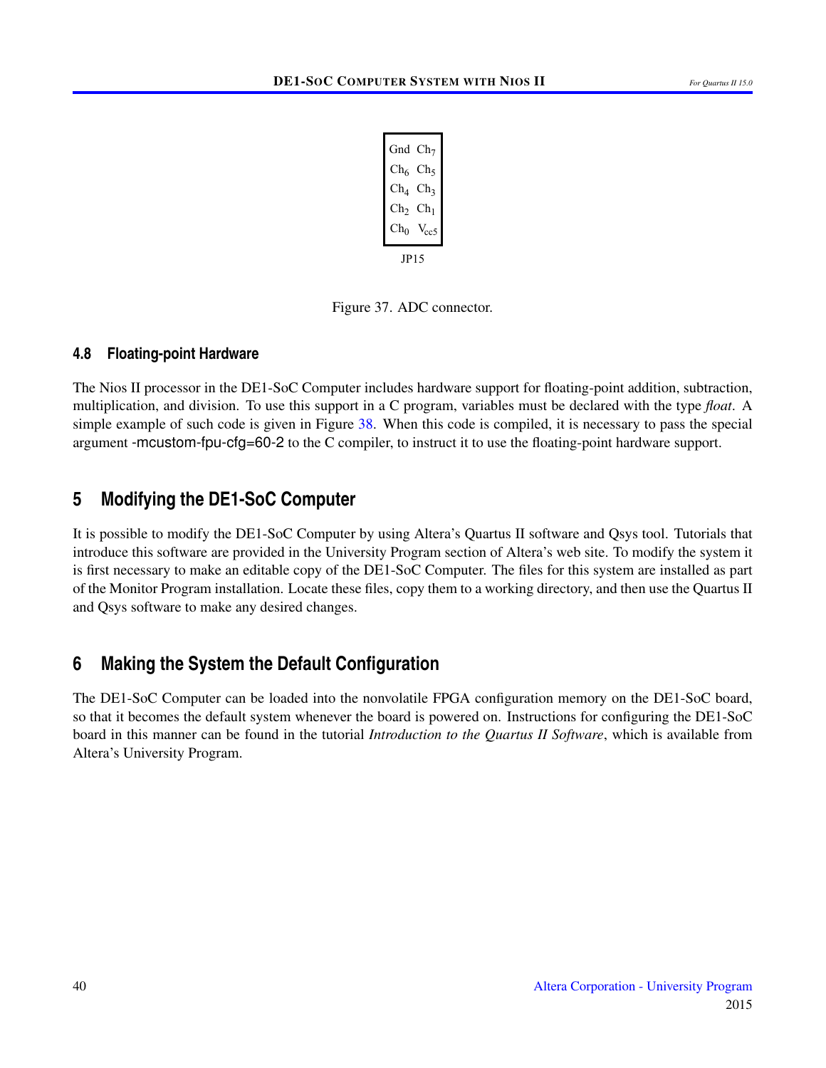| Gnd | $Ch_7$ |
| --- | --- |
| $Ch_6$ | $Ch_5$ |
| $Ch_4$ | $Ch_3$ |
| $Ch_2$ | $Ch_1$ |
| $Ch_0$ | $V_{cc5}$ |

JP15

Figure 37. ADC connector.

### 4.8 Floating-point Hardware

The Nios II processor in the DE1-SoC Computer includes hardware support for floating-point addition, subtraction, multiplication, and division. To use this support in a C program, variables must be declared with the type *float*. A simple example of such code is given in Figure 38. When this code is compiled, it is necessary to pass the special argument -mcustom-fpu-cfg=60-2 to the C compiler, to instruct it to use the floating-point hardware support.

## 5 Modifying the DE1-SoC Computer

It is possible to modify the DE1-SoC Computer by using Altera's Quartus II software and Qsys tool. Tutorials that introduce this software are provided in the University Program section of Altera's web site. To modify the system it is first necessary to make an editable copy of the DE1-SoC Computer. The files for this system are installed as part of the Monitor Program installation. Locate these files, copy them to a working directory, and then use the Quartus II and Qsys software to make any desired changes.

## 6 Making the System the Default Configuration

The DE1-SoC Computer can be loaded into the nonvolatile FPGA configuration memory on the DE1-SoC board, so that it becomes the default system whenever the board is powered on. Instructions for configuring the DE1-SoC board in this manner can be found in the tutorial *Introduction to the Quartus II Software*, which is available from Altera's University Program.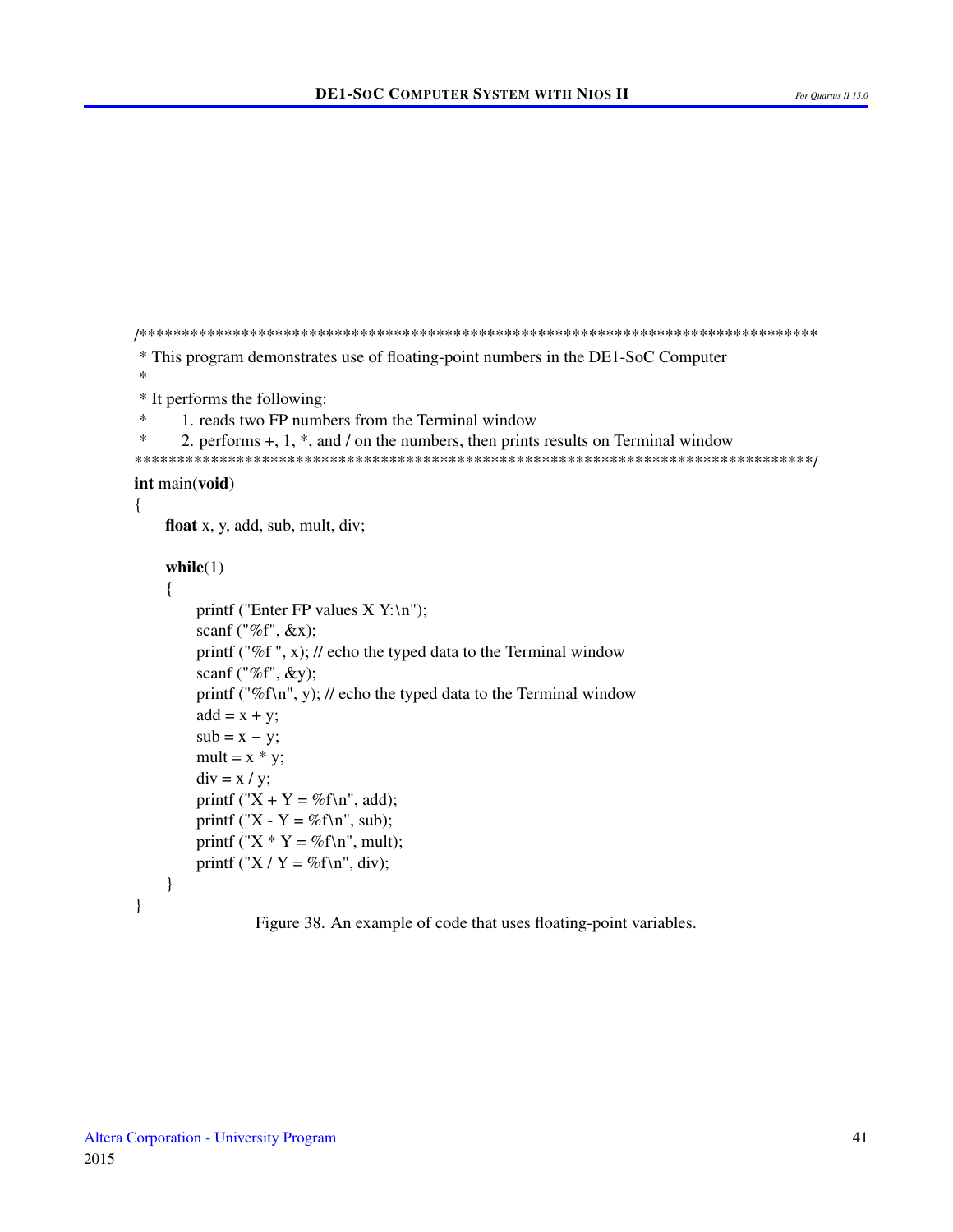```c
/********************************************************************************
 * This program demonstrates use of floating-point numbers in the DE1-SoC Computer
 *
 * It performs the following:
 *      1. reads two FP numbers from the Terminal window
 *      2. performs +, 1, *, and / on the numbers, then prints results on Terminal window
********************************************************************************/
int main(void)
{
    float x, y, add, sub, mult, div;

    while(1)
    {
        printf ("Enter FP values X Y:\n");
        scanf ("%f", &x);
        printf ("%f ", x); // echo the typed data to the Terminal window
        scanf ("%f", &y);
        printf ("%f\n", y); // echo the typed data to the Terminal window
        add = x + y;
        sub = x − y;
        mult = x * y;
        div = x / y;
        printf ("X + Y = %f\n", add);
        printf ("X - Y = %f\n", sub);
        printf ("X * Y = %f\n", mult);
        printf ("X / Y = %f\n", div);
    }
}
```

Figure 38. An example of code that uses floating-point variables.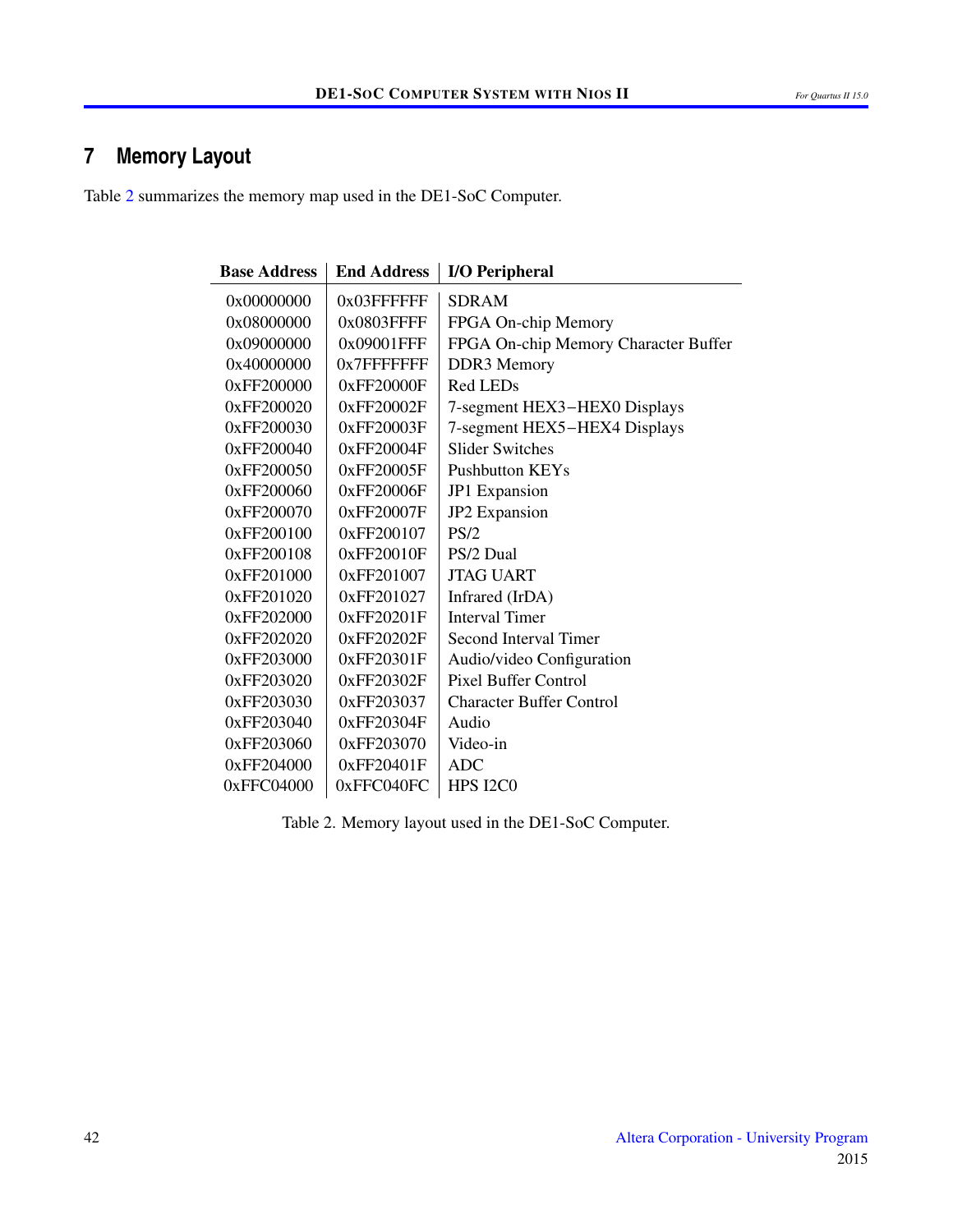# 7 Memory Layout

Table 2 summarizes the memory map used in the DE1-SoC Computer.

| Base Address | End Address | I/O Peripheral |
|---|---|---|
| 0x00000000 | 0x03FFFFFF | SDRAM |
| 0x08000000 | 0x0803FFFF | FPGA On-chip Memory |
| 0x09000000 | 0x09001FFF | FPGA On-chip Memory Character Buffer |
| 0x40000000 | 0x7FFFFFFF | DDR3 Memory |
| 0xFF200000 | 0xFF20000F | Red LEDs |
| 0xFF200020 | 0xFF20002F | 7-segment HEX3−HEX0 Displays |
| 0xFF200030 | 0xFF20003F | 7-segment HEX5−HEX4 Displays |
| 0xFF200040 | 0xFF20004F | Slider Switches |
| 0xFF200050 | 0xFF20005F | Pushbutton KEYs |
| 0xFF200060 | 0xFF20006F | JP1 Expansion |
| 0xFF200070 | 0xFF20007F | JP2 Expansion |
| 0xFF200100 | 0xFF200107 | PS/2 |
| 0xFF200108 | 0xFF20010F | PS/2 Dual |
| 0xFF201000 | 0xFF201007 | JTAG UART |
| 0xFF201020 | 0xFF201027 | Infrared (IrDA) |
| 0xFF202000 | 0xFF20201F | Interval Timer |
| 0xFF202020 | 0xFF20202F | Second Interval Timer |
| 0xFF203000 | 0xFF20301F | Audio/video Configuration |
| 0xFF203020 | 0xFF20302F | Pixel Buffer Control |
| 0xFF203030 | 0xFF203037 | Character Buffer Control |
| 0xFF203040 | 0xFF20304F | Audio |
| 0xFF203060 | 0xFF203070 | Video-in |
| 0xFF204000 | 0xFF20401F | ADC |
| 0xFFC04000 | 0xFFC040FC | HPS I2C0 |

Table 2. Memory layout used in the DE1-SoC Computer.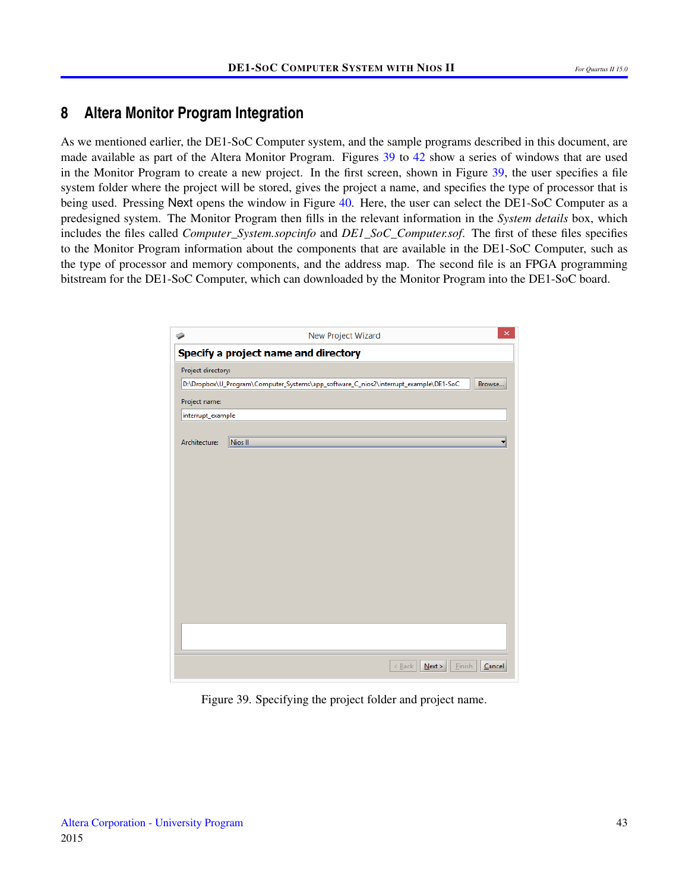## 8 Altera Monitor Program Integration

As we mentioned earlier, the DE1-SoC Computer system, and the sample programs described in this document, are made available as part of the Altera Monitor Program. Figures 39 to 42 show a series of windows that are used in the Monitor Program to create a new project. In the first screen, shown in Figure 39, the user specifies a file system folder where the project will be stored, gives the project a name, and specifies the type of processor that is being used. Pressing Next opens the window in Figure 40. Here, the user can select the DE1-SoC Computer as a predesigned system. The Monitor Program then fills in the relevant information in the *System details* box, which includes the files called *Computer_System.sopcinfo* and *DE1_SoC_Computer.sof*. The first of these files specifies to the Monitor Program information about the components that are available in the DE1-SoC Computer, such as the type of processor and memory components, and the address map. The second file is an FPGA programming bitstream for the DE1-SoC Computer, which can downloaded by the Monitor Program into the DE1-SoC board.

New Project Wizard

**Specify a project name and directory**

Project directory:
D:\Dropbox\U_Program\Computer_Systems\app_software_C_nios2\interrupt_example\DE1-SoC   Browse...

Project name:
interrupt_example

Architecture: Nios II

< Back   Next >   Finish   Cancel

Figure 39. Specifying the project folder and project name.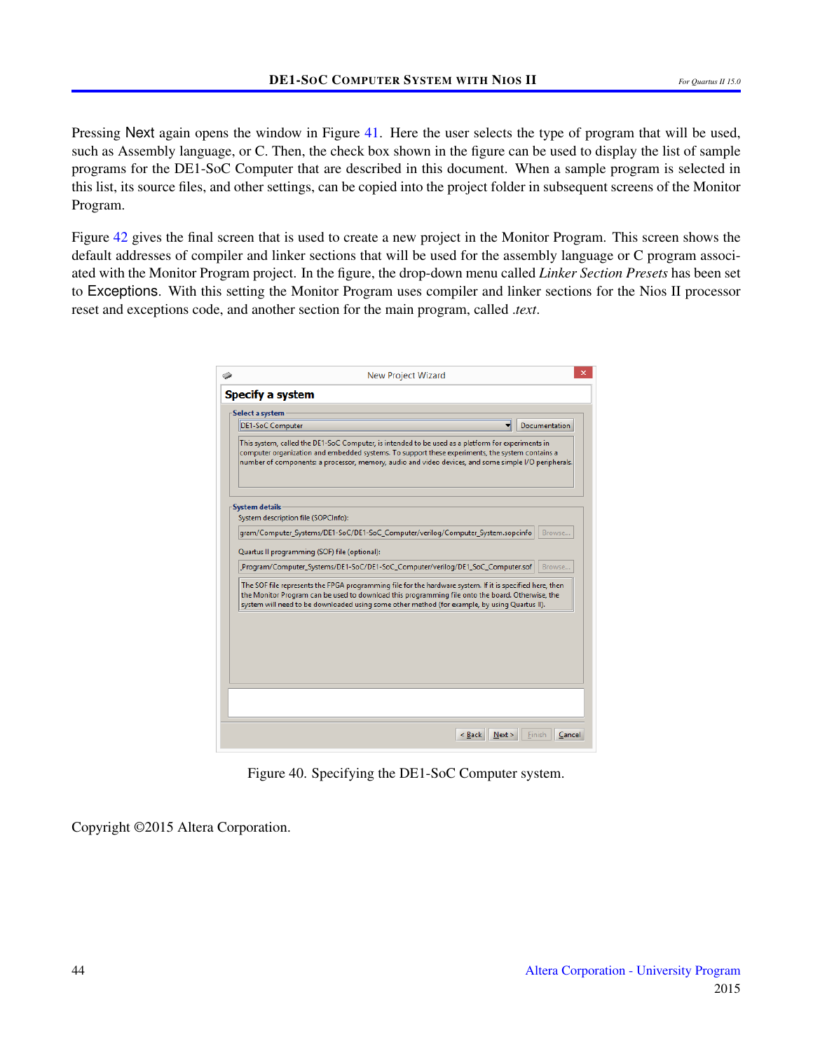Pressing Next again opens the window in Figure 41. Here the user selects the type of program that will be used, such as Assembly language, or C. Then, the check box shown in the figure can be used to display the list of sample programs for the DE1-SoC Computer that are described in this document. When a sample program is selected in this list, its source files, and other settings, can be copied into the project folder in subsequent screens of the Monitor Program.

Figure 42 gives the final screen that is used to create a new project in the Monitor Program. This screen shows the default addresses of compiler and linker sections that will be used for the assembly language or C program associated with the Monitor Program project. In the figure, the drop-down menu called *Linker Section Presets* has been set to Exceptions. With this setting the Monitor Program uses compiler and linker sections for the Nios II processor reset and exceptions code, and another section for the main program, called *.text*.

Figure 40. Specifying the DE1-SoC Computer system.

Copyright ©2015 Altera Corporation.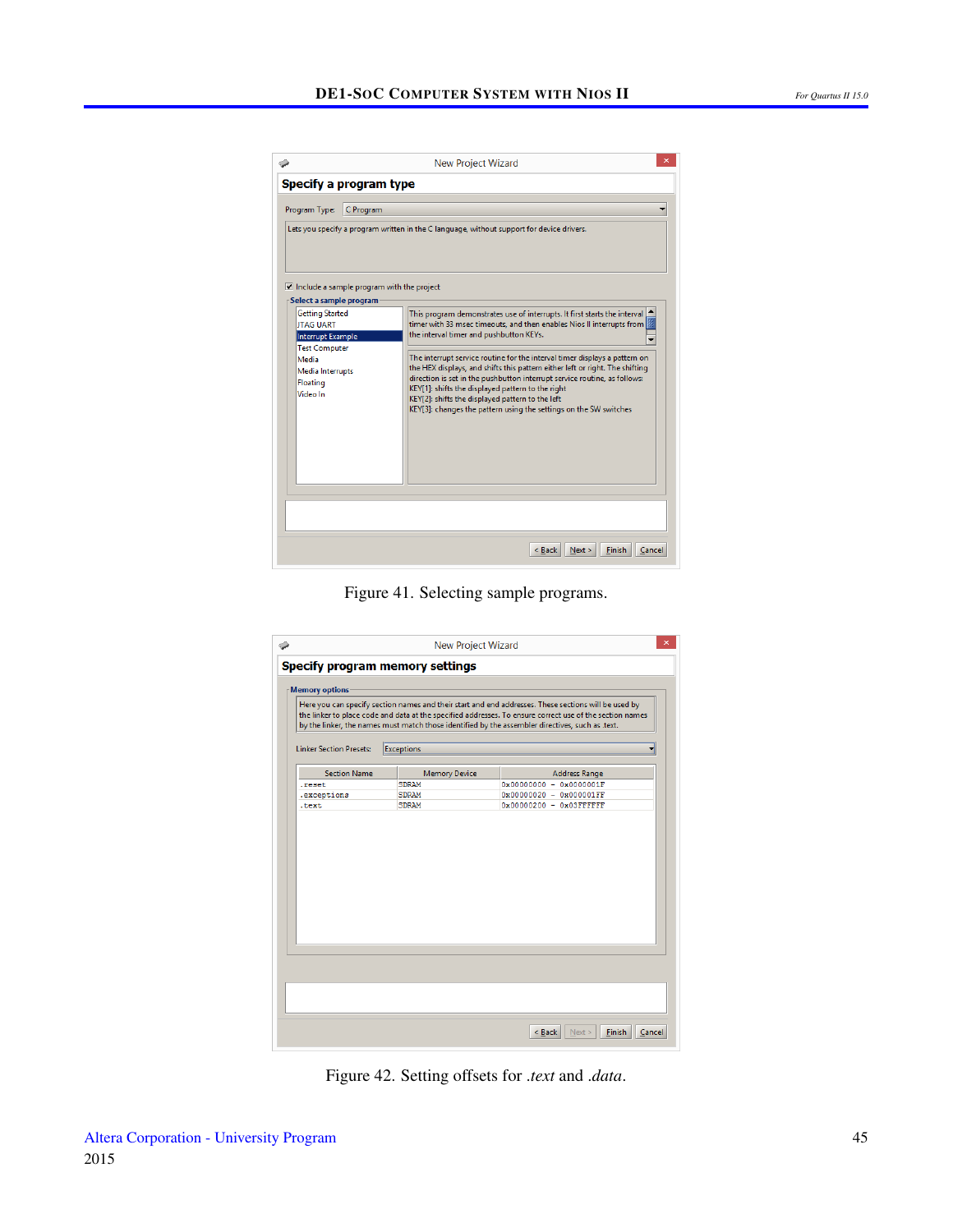Figure 41. Selecting sample programs.

Figure 42. Setting offsets for *.text* and *.data*.